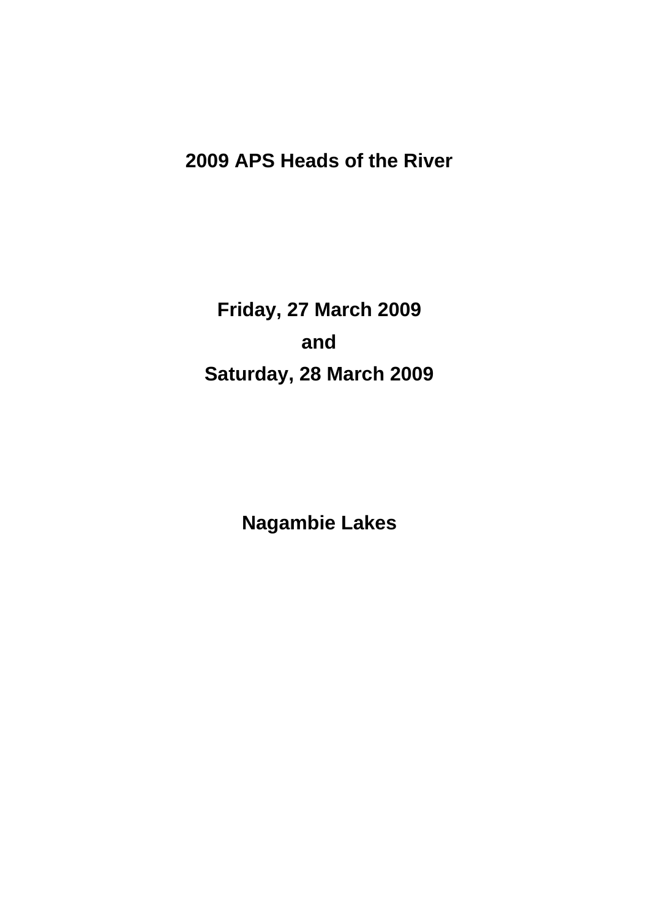# 2009 APS Heads of the River

**Friday, 27 March 2009**

**and**

**Saturday, 28 March 2009**

**Nagambie Lakes**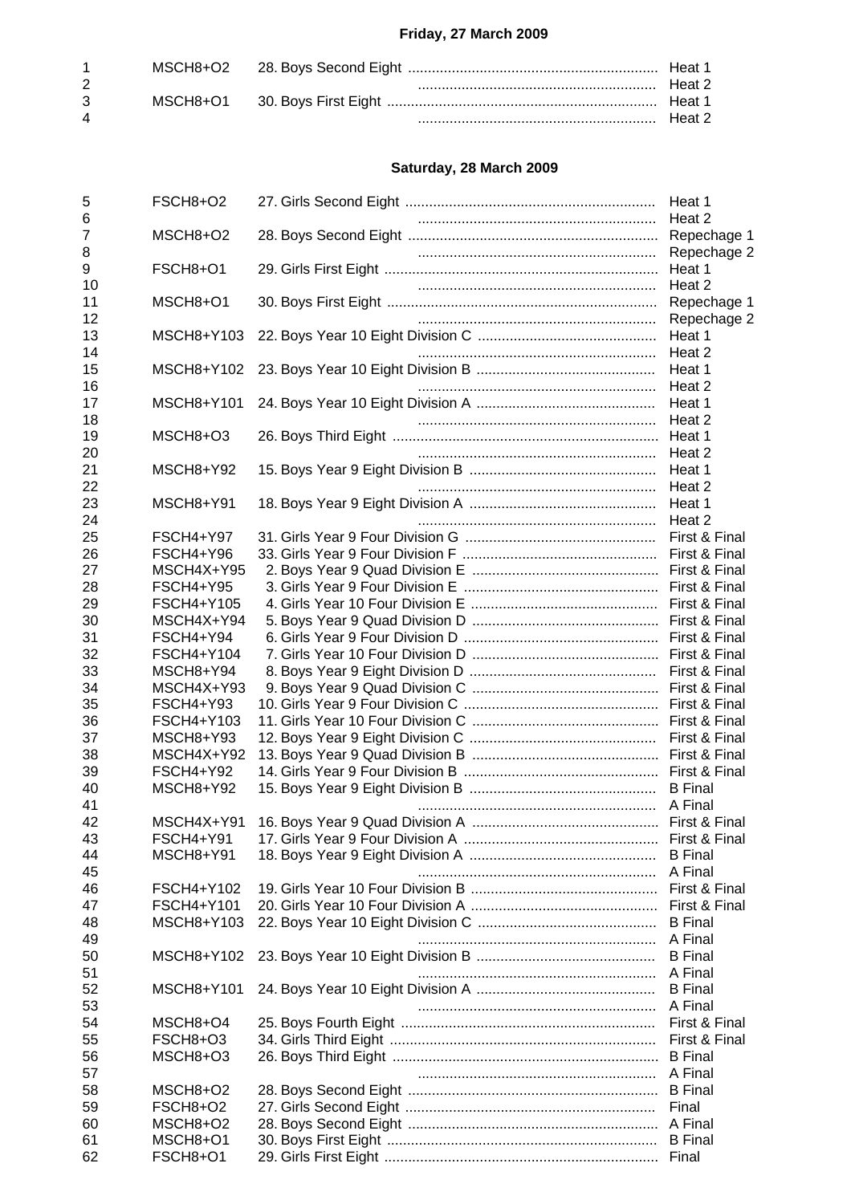**Friday, 27 March 2009**

| | | | |
|---|---|---|---|
| 1 | MSCH8+O2 | 28. Boys Second Eight | Heat 1 |
| 2 | | | Heat 2 |
| 3 | MSCH8+O1 | 30. Boys First Eight | Heat 1 |
| 4 | | | Heat 2 |

**Saturday, 28 March 2009**

| | | | |
|---|---|---|---|
| 5 | FSCH8+O2 | 27. Girls Second Eight | Heat 1 |
| 6 | | | Heat 2 |
| 7 | MSCH8+O2 | 28. Boys Second Eight | Repechage 1 |
| 8 | | | Repechage 2 |
| 9 | FSCH8+O1 | 29. Girls First Eight | Heat 1 |
| 10 | | | Heat 2 |
| 11 | MSCH8+O1 | 30. Boys First Eight | Repechage 1 |
| 12 | | | Repechage 2 |
| 13 | MSCH8+Y103 | 22. Boys Year 10 Eight Division C | Heat 1 |
| 14 | | | Heat 2 |
| 15 | MSCH8+Y102 | 23. Boys Year 10 Eight Division B | Heat 1 |
| 16 | | | Heat 2 |
| 17 | MSCH8+Y101 | 24. Boys Year 10 Eight Division A | Heat 1 |
| 18 | | | Heat 2 |
| 19 | MSCH8+O3 | 26. Boys Third Eight | Heat 1 |
| 20 | | | Heat 2 |
| 21 | MSCH8+Y92 | 15. Boys Year 9 Eight Division B | Heat 1 |
| 22 | | | Heat 2 |
| 23 | MSCH8+Y91 | 18. Boys Year 9 Eight Division A | Heat 1 |
| 24 | | | Heat 2 |
| 25 | FSCH4+Y97 | 31. Girls Year 9 Four Division G | First & Final |
| 26 | FSCH4+Y96 | 33. Girls Year 9 Four Division F | First & Final |
| 27 | MSCH4X+Y95 | 2. Boys Year 9 Quad Division E | First & Final |
| 28 | FSCH4+Y95 | 3. Girls Year 9 Four Division E | First & Final |
| 29 | FSCH4+Y105 | 4. Girls Year 10 Four Division E | First & Final |
| 30 | MSCH4X+Y94 | 5. Boys Year 9 Quad Division D | First & Final |
| 31 | FSCH4+Y94 | 6. Girls Year 9 Four Division D | First & Final |
| 32 | FSCH4+Y104 | 7. Girls Year 10 Four Division D | First & Final |
| 33 | MSCH8+Y94 | 8. Boys Year 9 Eight Division D | First & Final |
| 34 | MSCH4X+Y93 | 9. Boys Year 9 Quad Division C | First & Final |
| 35 | FSCH4+Y93 | 10. Girls Year 9 Four Division C | First & Final |
| 36 | FSCH4+Y103 | 11. Girls Year 10 Four Division C | First & Final |
| 37 | MSCH8+Y93 | 12. Boys Year 9 Eight Division C | First & Final |
| 38 | MSCH4X+Y92 | 13. Boys Year 9 Quad Division B | First & Final |
| 39 | FSCH4+Y92 | 14. Girls Year 9 Four Division B | First & Final |
| 40 | MSCH8+Y92 | 15. Boys Year 9 Eight Division B | B Final |
| 41 | | | A Final |
| 42 | MSCH4X+Y91 | 16. Boys Year 9 Quad Division A | First & Final |
| 43 | FSCH4+Y91 | 17. Girls Year 9 Four Division A | First & Final |
| 44 | MSCH8+Y91 | 18. Boys Year 9 Eight Division A | B Final |
| 45 | | | A Final |
| 46 | FSCH4+Y102 | 19. Girls Year 10 Four Division B | First & Final |
| 47 | FSCH4+Y101 | 20. Girls Year 10 Four Division A | First & Final |
| 48 | MSCH8+Y103 | 22. Boys Year 10 Eight Division C | B Final |
| 49 | | | A Final |
| 50 | MSCH8+Y102 | 23. Boys Year 10 Eight Division B | B Final |
| 51 | | | A Final |
| 52 | MSCH8+Y101 | 24. Boys Year 10 Eight Division A | B Final |
| 53 | | | A Final |
| 54 | MSCH8+O4 | 25. Boys Fourth Eight | First & Final |
| 55 | FSCH8+O3 | 34. Girls Third Eight | First & Final |
| 56 | MSCH8+O3 | 26. Boys Third Eight | B Final |
| 57 | | | A Final |
| 58 | MSCH8+O2 | 28. Boys Second Eight | B Final |
| 59 | FSCH8+O2 | 27. Girls Second Eight | Final |
| 60 | MSCH8+O2 | 28. Boys Second Eight | A Final |
| 61 | MSCH8+O1 | 30. Boys First Eight | B Final |
| 62 | FSCH8+O1 | 29. Girls First Eight | Final |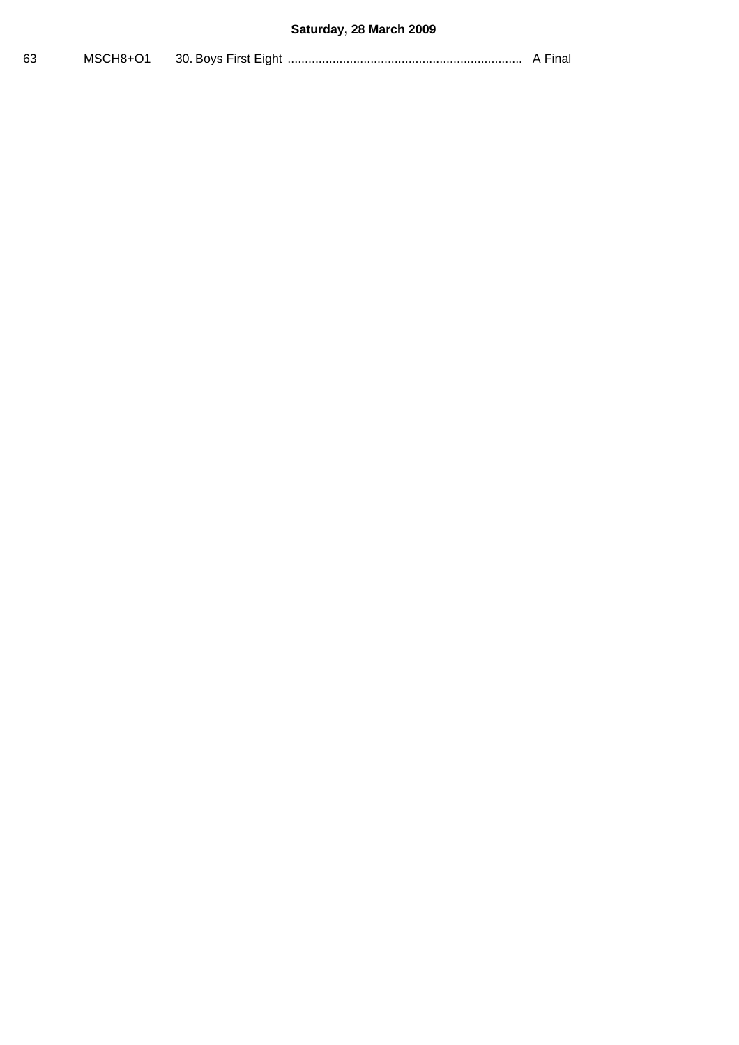**Saturday, 28 March 2009**

63 MSCH8+O1 30. Boys First Eight .................................................................... A Final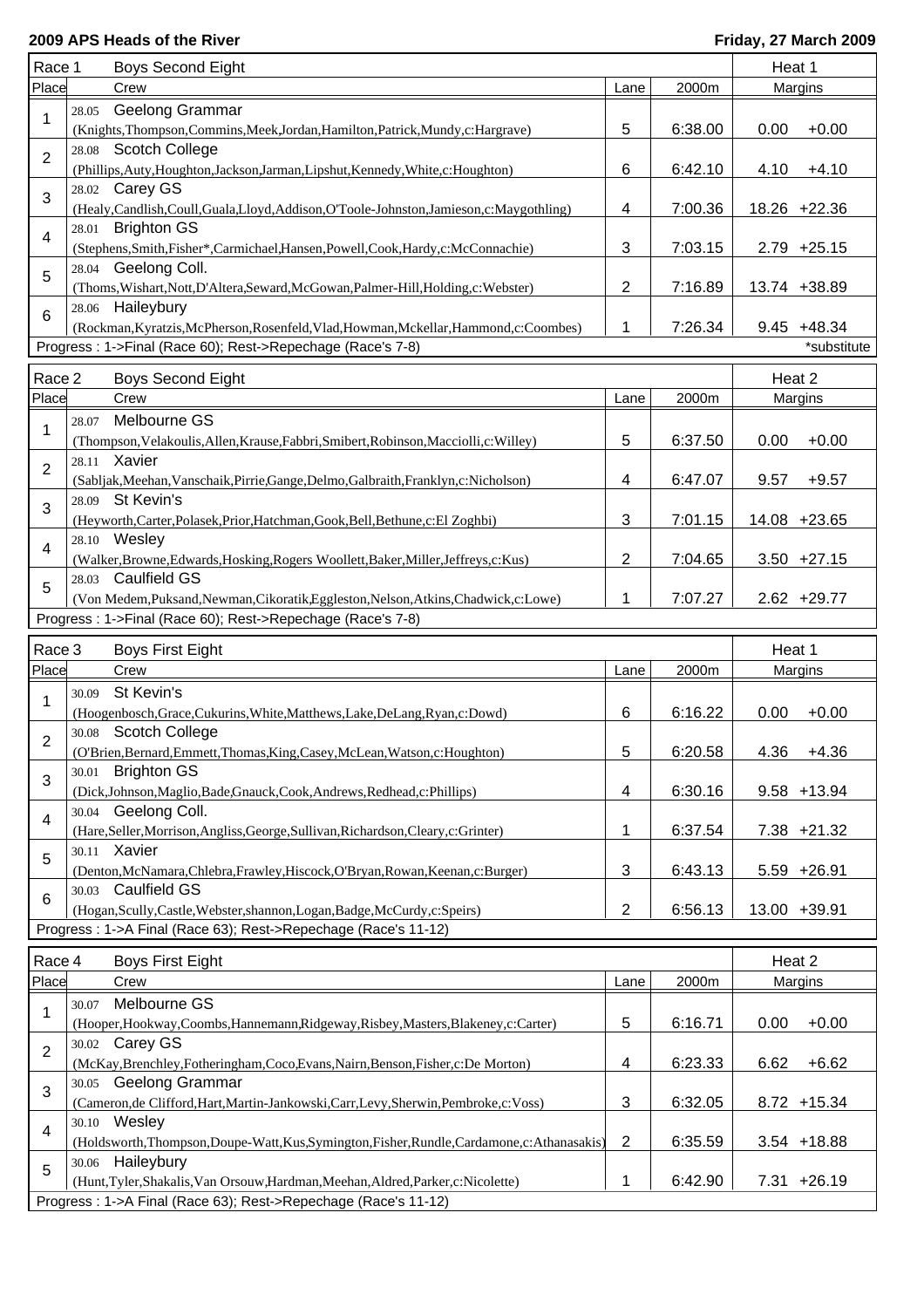**2009 APS Heads of the River** — **Friday, 27 March 2009**

| Race 1 | Boys Second Eight | | | Heat 1 | |
|---|---|---|---|---|---|
| Place | Crew | Lane | 2000m | Margins | |
| 1 | 28.05 Geelong Grammar (Knights,Thompson,Commins,Meek,Jordan,Hamilton,Patrick,Mundy,c:Hargrave) | 5 | 6:38.00 | 0.00 | +0.00 |
| 2 | 28.08 Scotch College (Phillips,Auty,Houghton,Jackson,Jarman,Lipshut,Kennedy,White,c:Houghton) | 6 | 6:42.10 | 4.10 | +4.10 |
| 3 | 28.02 Carey GS (Healy,Candlish,Coull,Guala,Lloyd,Addison,O'Toole-Johnston,Jamieson,c:Maygothling) | 4 | 7:00.36 | 18.26 | +22.36 |
| 4 | 28.01 Brighton GS (Stephens,Smith,Fisher*,Carmichael,Hansen,Powell,Cook,Hardy,c:McConnachie) | 3 | 7:03.15 | 2.79 | +25.15 |
| 5 | 28.04 Geelong Coll. (Thoms,Wishart,Nott,D'Altera,Seward,McGowan,Palmer-Hill,Holding,c:Webster) | 2 | 7:16.89 | 13.74 | +38.89 |
| 6 | 28.06 Haileybury (Rockman,Kyratzis,McPherson,Rosenfeld,Vlad,Howman,Mckellar,Hammond,c:Coombes) | 1 | 7:26.34 | 9.45 | +48.34 |
| Progress : 1->Final (Race 60); Rest->Repechage (Race's 7-8) | | | | | *substitute |

| Race 2 | Boys Second Eight | | | Heat 2 | |
|---|---|---|---|---|---|
| Place | Crew | Lane | 2000m | Margins | |
| 1 | 28.07 Melbourne GS (Thompson,Velakoulis,Allen,Krause,Fabbri,Smibert,Robinson,Macciolli,c:Willey) | 5 | 6:37.50 | 0.00 | +0.00 |
| 2 | 28.11 Xavier (Sabljak,Meehan,Vanschaik,Pirrie,Gange,Delmo,Galbraith,Franklyn,c:Nicholson) | 4 | 6:47.07 | 9.57 | +9.57 |
| 3 | 28.09 St Kevin's (Heyworth,Carter,Polasek,Prior,Hatchman,Gook,Bell,Bethune,c:El Zoghbi) | 3 | 7:01.15 | 14.08 | +23.65 |
| 4 | 28.10 Wesley (Walker,Browne,Edwards,Hosking,Rogers Woollett,Baker,Miller,Jeffreys,c:Kus) | 2 | 7:04.65 | 3.50 | +27.15 |
| 5 | 28.03 Caulfield GS (Von Medem,Puksand,Newman,Cikoratik,Eggleston,Nelson,Atkins,Chadwick,c:Lowe) | 1 | 7:07.27 | 2.62 | +29.77 |
| Progress : 1->Final (Race 60); Rest->Repechage (Race's 7-8) | | | | | |

| Race 3 | Boys First Eight | | | Heat 1 | |
|---|---|---|---|---|---|
| Place | Crew | Lane | 2000m | Margins | |
| 1 | 30.09 St Kevin's (Hoogenbosch,Grace,Cukurins,White,Matthews,Lake,DeLang,Ryan,c:Dowd) | 6 | 6:16.22 | 0.00 | +0.00 |
| 2 | 30.08 Scotch College (O'Brien,Bernard,Emmett,Thomas,King,Casey,McLean,Watson,c:Houghton) | 5 | 6:20.58 | 4.36 | +4.36 |
| 3 | 30.01 Brighton GS (Dick,Johnson,Maglio,Bade,Gnauck,Cook,Andrews,Redhead,c:Phillips) | 4 | 6:30.16 | 9.58 | +13.94 |
| 4 | 30.04 Geelong Coll. (Hare,Seller,Morrison,Angliss,George,Sullivan,Richardson,Cleary,c:Grinter) | 1 | 6:37.54 | 7.38 | +21.32 |
| 5 | 30.11 Xavier (Denton,McNamara,Chlebra,Frawley,Hiscock,O'Bryan,Rowan,Keenan,c:Burger) | 3 | 6:43.13 | 5.59 | +26.91 |
| 6 | 30.03 Caulfield GS (Hogan,Scully,Castle,Webster,shannon,Logan,Badge,McCurdy,c:Speirs) | 2 | 6:56.13 | 13.00 | +39.91 |
| Progress : 1->A Final (Race 63); Rest->Repechage (Race's 11-12) | | | | | |

| Race 4 | Boys First Eight | | | Heat 2 | |
|---|---|---|---|---|---|
| Place | Crew | Lane | 2000m | Margins | |
| 1 | 30.07 Melbourne GS (Hooper,Hookway,Coombs,Hannemann,Ridgeway,Risbey,Masters,Blakeney,c:Carter) | 5 | 6:16.71 | 0.00 | +0.00 |
| 2 | 30.02 Carey GS (McKay,Brenchley,Fotheringham,Coco,Evans,Nairn,Benson,Fisher,c:De Morton) | 4 | 6:23.33 | 6.62 | +6.62 |
| 3 | 30.05 Geelong Grammar (Cameron,de Clifford,Hart,Martin-Jankowski,Carr,Levy,Sherwin,Pembroke,c:Voss) | 3 | 6:32.05 | 8.72 | +15.34 |
| 4 | 30.10 Wesley (Holdsworth,Thompson,Doupe-Watt,Kus,Symington,Fisher,Rundle,Cardamone,c:Athanasakis) | 2 | 6:35.59 | 3.54 | +18.88 |
| 5 | 30.06 Haileybury (Hunt,Tyler,Shakalis,Van Orsouw,Hardman,Meehan,Aldred,Parker,c:Nicolette) | 1 | 6:42.90 | 7.31 | +26.19 |
| Progress : 1->A Final (Race 63); Rest->Repechage (Race's 11-12) | | | | | |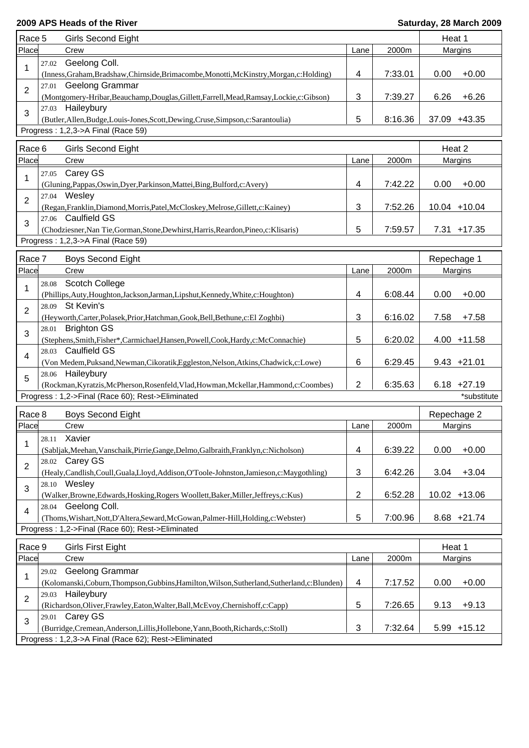**2009 APS Heads of the River** **Saturday, 28 March 2009**

**Race 5 — Girls Second Eight — Heat 1**

| Place | Crew | Lane | 2000m | Margins | |
|---|---|---|---|---|---|
| 1 | 27.02 Geelong Coll. (Inness,Graham,Bradshaw,Chirnside,Brimacombe,Monotti,McKinstry,Morgan,c:Holding) | 4 | 7:33.01 | 0.00 | +0.00 |
| 2 | 27.01 Geelong Grammar (Montgomery-Hribar,Beauchamp,Douglas,Gillett,Farrell,Mead,Ramsay,Lockie,c:Gibson) | 3 | 7:39.27 | 6.26 | +6.26 |
| 3 | 27.03 Haileybury (Butler,Allen,Budge,Louis-Jones,Scott,Dewing,Cruse,Simpson,c:Sarantoulia) | 5 | 8:16.36 | 37.09 | +43.35 |

Progress : 1,2,3->A Final (Race 59)

**Race 6 — Girls Second Eight — Heat 2**

| Place | Crew | Lane | 2000m | Margins | |
|---|---|---|---|---|---|
| 1 | 27.05 Carey GS (Gluning,Pappas,Oswin,Dyer,Parkinson,Mattei,Bing,Bulford,c:Avery) | 4 | 7:42.22 | 0.00 | +0.00 |
| 2 | 27.04 Wesley (Regan,Franklin,Diamond,Morris,Patel,McCloskey,Melrose,Gillett,c:Kainey) | 3 | 7:52.26 | 10.04 | +10.04 |
| 3 | 27.06 Caulfield GS (Chodziesner,Nan Tie,Gorman,Stone,Dewhirst,Harris,Reardon,Pineo,c:Klisaris) | 5 | 7:59.57 | 7.31 | +17.35 |

Progress : 1,2,3->A Final (Race 59)

**Race 7 — Boys Second Eight — Repechage 1**

| Place | Crew | Lane | 2000m | Margins | |
|---|---|---|---|---|---|
| 1 | 28.08 Scotch College (Phillips,Auty,Houghton,Jackson,Jarman,Lipshut,Kennedy,White,c:Houghton) | 4 | 6:08.44 | 0.00 | +0.00 |
| 2 | 28.09 St Kevin's (Heyworth,Carter,Polasek,Prior,Hatchman,Gook,Bell,Bethune,c:El Zoghbi) | 3 | 6:16.02 | 7.58 | +7.58 |
| 3 | 28.01 Brighton GS (Stephens,Smith,Fisher*,Carmichael,Hansen,Powell,Cook,Hardy,c:McConnachie) | 5 | 6:20.02 | 4.00 | +11.58 |
| 4 | 28.03 Caulfield GS (Von Medem,Puksand,Newman,Cikoratik,Eggleston,Nelson,Atkins,Chadwick,c:Lowe) | 6 | 6:29.45 | 9.43 | +21.01 |
| 5 | 28.06 Haileybury (Rockman,Kyratzis,McPherson,Rosenfeld,Vlad,Howman,Mckellar,Hammond,c:Coombes) | 2 | 6:35.63 | 6.18 | +27.19 |

Progress : 1,2->Final (Race 60); Rest->Eliminated — *substitute

**Race 8 — Boys Second Eight — Repechage 2**

| Place | Crew | Lane | 2000m | Margins | |
|---|---|---|---|---|---|
| 1 | 28.11 Xavier (Sabljak,Meehan,Vanschaik,Pirrie,Gange,Delmo,Galbraith,Franklyn,c:Nicholson) | 4 | 6:39.22 | 0.00 | +0.00 |
| 2 | 28.02 Carey GS (Healy,Candlish,Coull,Guala,Lloyd,Addison,O'Toole-Johnston,Jamieson,c:Maygothling) | 3 | 6:42.26 | 3.04 | +3.04 |
| 3 | 28.10 Wesley (Walker,Browne,Edwards,Hosking,Rogers Woollett,Baker,Miller,Jeffreys,c:Kus) | 2 | 6:52.28 | 10.02 | +13.06 |
| 4 | 28.04 Geelong Coll. (Thoms,Wishart,Nott,D'Altera,Seward,McGowan,Palmer-Hill,Holding,c:Webster) | 5 | 7:00.96 | 8.68 | +21.74 |

Progress : 1,2->Final (Race 60); Rest->Eliminated

**Race 9 — Girls First Eight — Heat 1**

| Place | Crew | Lane | 2000m | Margins | |
|---|---|---|---|---|---|
| 1 | 29.02 Geelong Grammar (Kolomanski,Coburn,Thompson,Gubbins,Hamilton,Wilson,Sutherland,Sutherland,c:Blunden) | 4 | 7:17.52 | 0.00 | +0.00 |
| 2 | 29.03 Haileybury (Richardson,Oliver,Frawley,Eaton,Walter,Ball,McEvoy,Chernishoff,c:Capp) | 5 | 7:26.65 | 9.13 | +9.13 |
| 3 | 29.01 Carey GS (Burridge,Cremean,Anderson,Lillis,Hollebone,Yann,Booth,Richards,c:Stoll) | 3 | 7:32.64 | 5.99 | +15.12 |

Progress : 1,2,3->A Final (Race 62); Rest->Eliminated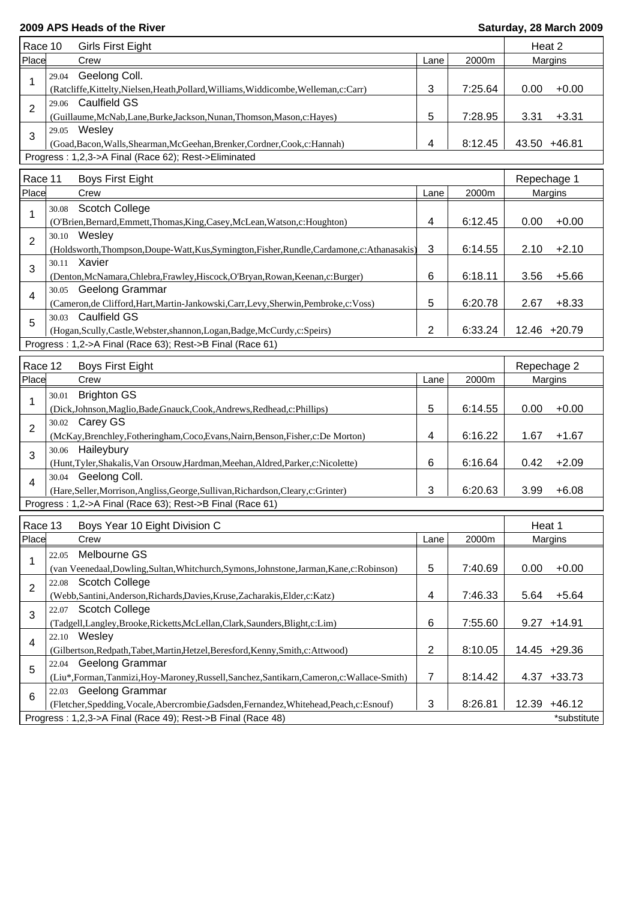**2009 APS Heads of the River** — **Saturday, 28 March 2009**

| Race 10 | Girls First Eight | | | Heat 2 | |
|---|---|---|---|---|---|
| Place | Crew | Lane | 2000m | Margins | |
| 1 | 29.04 Geelong Coll. (Ratcliffe,Kittelty,Nielsen,Heath,Pollard,Williams,Widdicombe,Welleman,c:Carr) | 3 | 7:25.64 | 0.00 | +0.00 |
| 2 | 29.06 Caulfield GS (Guillaume,McNab,Lane,Burke,Jackson,Nunan,Thomson,Mason,c:Hayes) | 5 | 7:28.95 | 3.31 | +3.31 |
| 3 | 29.05 Wesley (Goad,Bacon,Walls,Shearman,McGeehan,Brenker,Cordner,Cook,c:Hannah) | 4 | 8:12.45 | 43.50 | +46.81 |
| Progress : 1,2,3->A Final (Race 62); Rest->Eliminated | | | | | |

| Race 11 | Boys First Eight | | | Repechage 1 | |
|---|---|---|---|---|---|
| Place | Crew | Lane | 2000m | Margins | |
| 1 | 30.08 Scotch College (O'Brien,Bernard,Emmett,Thomas,King,Casey,McLean,Watson,c:Houghton) | 4 | 6:12.45 | 0.00 | +0.00 |
| 2 | 30.10 Wesley (Holdsworth,Thompson,Doupe-Watt,Kus,Symington,Fisher,Rundle,Cardamone,c:Athanasakis) | 3 | 6:14.55 | 2.10 | +2.10 |
| 3 | 30.11 Xavier (Denton,McNamara,Chlebra,Frawley,Hiscock,O'Bryan,Rowan,Keenan,c:Burger) | 6 | 6:18.11 | 3.56 | +5.66 |
| 4 | 30.05 Geelong Grammar (Cameron,de Clifford,Hart,Martin-Jankowski,Carr,Levy,Sherwin,Pembroke,c:Voss) | 5 | 6:20.78 | 2.67 | +8.33 |
| 5 | 30.03 Caulfield GS (Hogan,Scully,Castle,Webster,shannon,Logan,Badge,McCurdy,c:Speirs) | 2 | 6:33.24 | 12.46 | +20.79 |
| Progress : 1,2->A Final (Race 63); Rest->B Final (Race 61) | | | | | |

| Race 12 | Boys First Eight | | | Repechage 2 | |
|---|---|---|---|---|---|
| Place | Crew | Lane | 2000m | Margins | |
| 1 | 30.01 Brighton GS (Dick,Johnson,Maglio,Bade,Gnauck,Cook,Andrews,Redhead,c:Phillips) | 5 | 6:14.55 | 0.00 | +0.00 |
| 2 | 30.02 Carey GS (McKay,Brenchley,Fotheringham,Coco,Evans,Nairn,Benson,Fisher,c:De Morton) | 4 | 6:16.22 | 1.67 | +1.67 |
| 3 | 30.06 Haileybury (Hunt,Tyler,Shakalis,Van Orsouw,Hardman,Meehan,Aldred,Parker,c:Nicolette) | 6 | 6:16.64 | 0.42 | +2.09 |
| 4 | 30.04 Geelong Coll. (Hare,Seller,Morrison,Angliss,George,Sullivan,Richardson,Cleary,c:Grinter) | 3 | 6:20.63 | 3.99 | +6.08 |
| Progress : 1,2->A Final (Race 63); Rest->B Final (Race 61) | | | | | |

| Race 13 | Boys Year 10 Eight Division C | | | Heat 1 | |
|---|---|---|---|---|---|
| Place | Crew | Lane | 2000m | Margins | |
| 1 | 22.05 Melbourne GS (van Veenedaal,Dowling,Sultan,Whitchurch,Symons,Johnstone,Jarman,Kane,c:Robinson) | 5 | 7:40.69 | 0.00 | +0.00 |
| 2 | 22.08 Scotch College (Webb,Santini,Anderson,Richards,Davies,Kruse,Zacharakis,Elder,c:Katz) | 4 | 7:46.33 | 5.64 | +5.64 |
| 3 | 22.07 Scotch College (Tadgell,Langley,Brooke,Ricketts,McLellan,Clark,Saunders,Blight,c:Lim) | 6 | 7:55.60 | 9.27 | +14.91 |
| 4 | 22.10 Wesley (Gilbertson,Redpath,Tabet,Martin,Hetzel,Beresford,Kenny,Smith,c:Attwood) | 2 | 8:10.05 | 14.45 | +29.36 |
| 5 | 22.04 Geelong Grammar (Liu*,Forman,Tanmizi,Hoy-Maroney,Russell,Sanchez,Santikarn,Cameron,c:Wallace-Smith) | 7 | 8:14.42 | 4.37 | +33.73 |
| 6 | 22.03 Geelong Grammar (Fletcher,Spedding,Vocale,Abercrombie,Gadsden,Fernandez,Whitehead,Peach,c:Esnouf) | 3 | 8:26.81 | 12.39 | +46.12 |
| Progress : 1,2,3->A Final (Race 49); Rest->B Final (Race 48) | | | | | *substitute |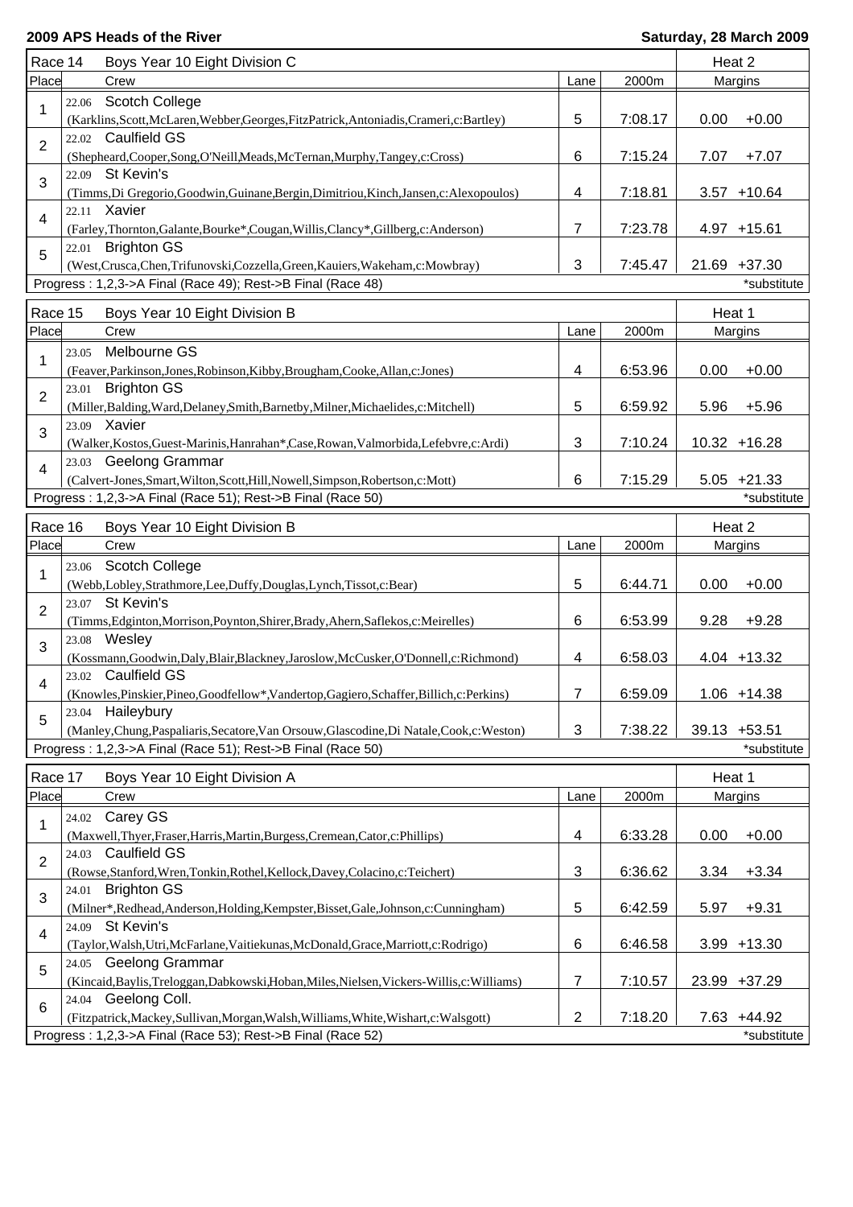**2009 APS Heads of the River** — **Saturday, 28 March 2009**

| Race 14 | Boys Year 10 Eight Division C | | | Heat 2 | |
|---|---|---|---|---|---|
| Place | Crew | Lane | 2000m | Margins | |
| 1 | 22.06 Scotch College (Karklins,Scott,McLaren,Webber,Georges,FitzPatrick,Antoniadis,Crameri,c:Bartley) | 5 | 7:08.17 | 0.00 | +0.00 |
| 2 | 22.02 Caulfield GS (Shepheard,Cooper,Song,O'Neill,Meads,McTernan,Murphy,Tangey,c:Cross) | 6 | 7:15.24 | 7.07 | +7.07 |
| 3 | 22.09 St Kevin's (Timms,Di Gregorio,Goodwin,Guinane,Bergin,Dimitriou,Kinch,Jansen,c:Alexopoulos) | 4 | 7:18.81 | 3.57 | +10.64 |
| 4 | 22.11 Xavier (Farley,Thornton,Galante,Bourke*,Cougan,Willis,Clancy*,Gillberg,c:Anderson) | 7 | 7:23.78 | 4.97 | +15.61 |
| 5 | 22.01 Brighton GS (West,Crusca,Chen,Trifunovski,Cozzella,Green,Kauiers,Wakeham,c:Mowbray) | 3 | 7:45.47 | 21.69 | +37.30 |
| Progress : 1,2,3->A Final (Race 49); Rest->B Final (Race 48) | | | | | *substitute |

| Race 15 | Boys Year 10 Eight Division B | | | Heat 1 | |
|---|---|---|---|---|---|
| Place | Crew | Lane | 2000m | Margins | |
| 1 | 23.05 Melbourne GS (Feaver,Parkinson,Jones,Robinson,Kibby,Brougham,Cooke,Allan,c:Jones) | 4 | 6:53.96 | 0.00 | +0.00 |
| 2 | 23.01 Brighton GS (Miller,Balding,Ward,Delaney,Smith,Barnetby,Milner,Michaelides,c:Mitchell) | 5 | 6:59.92 | 5.96 | +5.96 |
| 3 | 23.09 Xavier (Walker,Kostos,Guest-Marinis,Hanrahan*,Case,Rowan,Valmorbida,Lefebvre,c:Ardi) | 3 | 7:10.24 | 10.32 | +16.28 |
| 4 | 23.03 Geelong Grammar (Calvert-Jones,Smart,Wilton,Scott,Hill,Nowell,Simpson,Robertson,c:Mott) | 6 | 7:15.29 | 5.05 | +21.33 |
| Progress : 1,2,3->A Final (Race 51); Rest->B Final (Race 50) | | | | | *substitute |

| Race 16 | Boys Year 10 Eight Division B | | | Heat 2 | |
|---|---|---|---|---|---|
| Place | Crew | Lane | 2000m | Margins | |
| 1 | 23.06 Scotch College (Webb,Lobley,Strathmore,Lee,Duffy,Douglas,Lynch,Tissot,c:Bear) | 5 | 6:44.71 | 0.00 | +0.00 |
| 2 | 23.07 St Kevin's (Timms,Edginton,Morrison,Poynton,Shirer,Brady,Ahern,Saflekos,c:Meirelles) | 6 | 6:53.99 | 9.28 | +9.28 |
| 3 | 23.08 Wesley (Kossmann,Goodwin,Daly,Blair,Blackney,Jaroslow,McCusker,O'Donnell,c:Richmond) | 4 | 6:58.03 | 4.04 | +13.32 |
| 4 | 23.02 Caulfield GS (Knowles,Pinskier,Pineo,Goodfellow*,Vandertop,Gagiero,Schaffer,Billich,c:Perkins) | 7 | 6:59.09 | 1.06 | +14.38 |
| 5 | 23.04 Haileybury (Manley,Chung,Paspaliaris,Secatore,Van Orsouw,Glascodine,Di Natale,Cook,c:Weston) | 3 | 7:38.22 | 39.13 | +53.51 |
| Progress : 1,2,3->A Final (Race 51); Rest->B Final (Race 50) | | | | | *substitute |

| Race 17 | Boys Year 10 Eight Division A | | | Heat 1 | |
|---|---|---|---|---|---|
| Place | Crew | Lane | 2000m | Margins | |
| 1 | 24.02 Carey GS (Maxwell,Thyer,Fraser,Harris,Martin,Burgess,Cremean,Cator,c:Phillips) | 4 | 6:33.28 | 0.00 | +0.00 |
| 2 | 24.03 Caulfield GS (Rowse,Stanford,Wren,Tonkin,Rothel,Kellock,Davey,Colacino,c:Teichert) | 3 | 6:36.62 | 3.34 | +3.34 |
| 3 | 24.01 Brighton GS (Milner*,Redhead,Anderson,Holding,Kempster,Bisset,Gale,Johnson,c:Cunningham) | 5 | 6:42.59 | 5.97 | +9.31 |
| 4 | 24.09 St Kevin's (Taylor,Walsh,Utri,McFarlane,Vaitiekunas,McDonald,Grace,Marriott,c:Rodrigo) | 6 | 6:46.58 | 3.99 | +13.30 |
| 5 | 24.05 Geelong Grammar (Kincaid,Baylis,Treloggan,Dabkowski,Hoban,Miles,Nielsen,Vickers-Willis,c:Williams) | 7 | 7:10.57 | 23.99 | +37.29 |
| 6 | 24.04 Geelong Coll. (Fitzpatrick,Mackey,Sullivan,Morgan,Walsh,Williams,White,Wishart,c:Walsgott) | 2 | 7:18.20 | 7.63 | +44.92 |
| Progress : 1,2,3->A Final (Race 53); Rest->B Final (Race 52) | | | | | *substitute |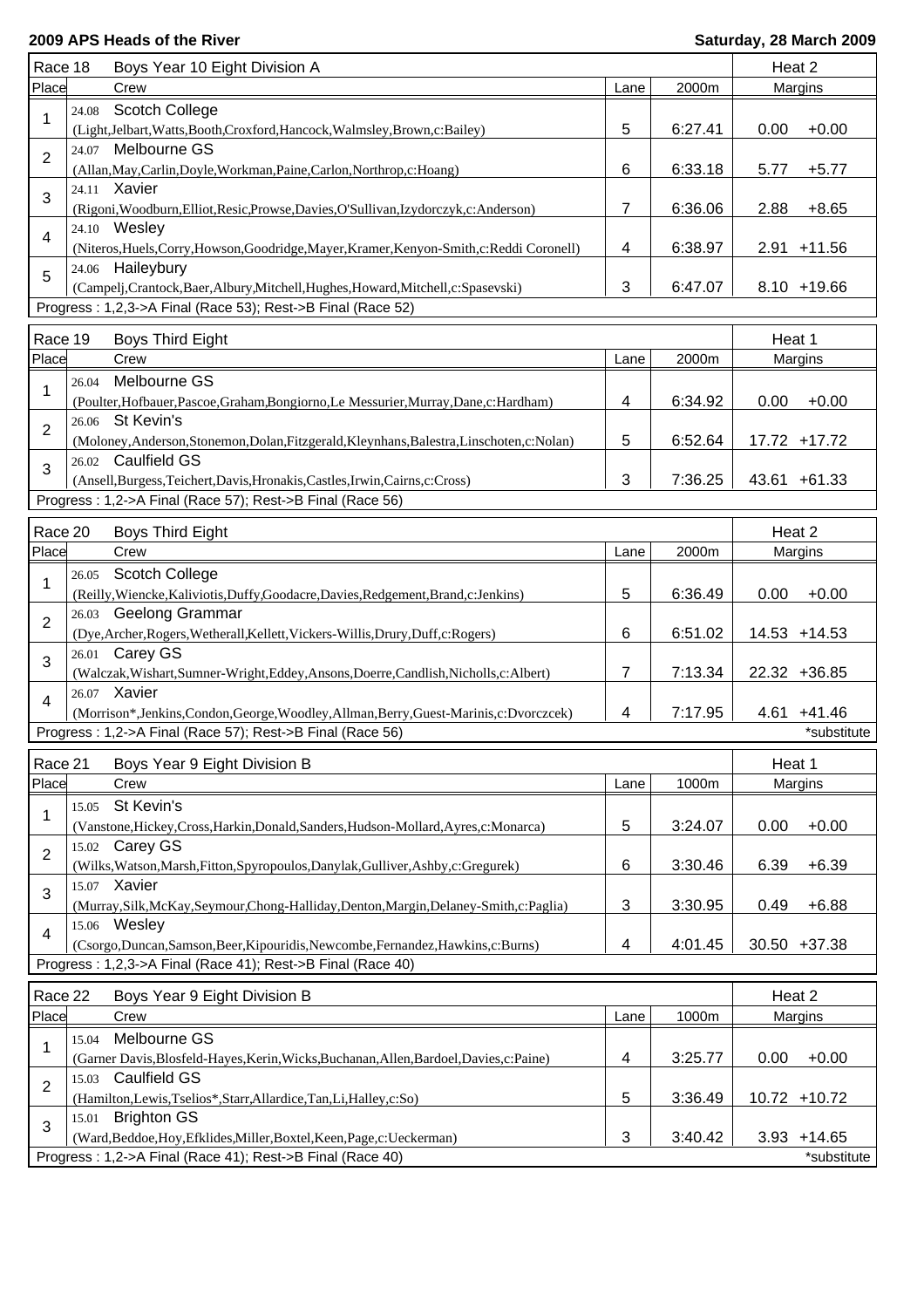**2009 APS Heads of the River** — **Saturday, 28 March 2009**

| Race 18 | Boys Year 10 Eight Division A | | | Heat 2 |
|---|---|---|---|---|
| Place | Crew | Lane | 2000m | Margins |
| 1 | 24.08 Scotch College (Light,Jelbart,Watts,Booth,Croxford,Hancock,Walmsley,Brown,c:Bailey) | 5 | 6:27.41 | 0.00 +0.00 |
| 2 | 24.07 Melbourne GS (Allan,May,Carlin,Doyle,Workman,Paine,Carlon,Northrop,c:Hoang) | 6 | 6:33.18 | 5.77 +5.77 |
| 3 | 24.11 Xavier (Rigoni,Woodburn,Elliot,Resic,Prowse,Davies,O'Sullivan,Izydorczyk,c:Anderson) | 7 | 6:36.06 | 2.88 +8.65 |
| 4 | 24.10 Wesley (Niteros,Huels,Corry,Howson,Goodridge,Mayer,Kramer,Kenyon-Smith,c:Reddi Coronell) | 4 | 6:38.97 | 2.91 +11.56 |
| 5 | 24.06 Haileybury (Campelj,Crantock,Baer,Albury,Mitchell,Hughes,Howard,Mitchell,c:Spasevski) | 3 | 6:47.07 | 8.10 +19.66 |

Progress : 1,2,3->A Final (Race 53); Rest->B Final (Race 52)

| Race 19 | Boys Third Eight | | | Heat 1 |
|---|---|---|---|---|
| Place | Crew | Lane | 2000m | Margins |
| 1 | 26.04 Melbourne GS (Poulter,Hofbauer,Pascoe,Graham,Bongiorno,Le Messurier,Murray,Dane,c:Hardham) | 4 | 6:34.92 | 0.00 +0.00 |
| 2 | 26.06 St Kevin's (Moloney,Anderson,Stonemon,Dolan,Fitzgerald,Kleynhans,Balestra,Linschoten,c:Nolan) | 5 | 6:52.64 | 17.72 +17.72 |
| 3 | 26.02 Caulfield GS (Ansell,Burgess,Teichert,Davis,Hronakis,Castles,Irwin,Cairns,c:Cross) | 3 | 7:36.25 | 43.61 +61.33 |

Progress : 1,2->A Final (Race 57); Rest->B Final (Race 56)

| Race 20 | Boys Third Eight | | | Heat 2 |
|---|---|---|---|---|
| Place | Crew | Lane | 2000m | Margins |
| 1 | 26.05 Scotch College (Reilly,Wiencke,Kaliviotis,Duffy,Goodacre,Davies,Redgement,Brand,c:Jenkins) | 5 | 6:36.49 | 0.00 +0.00 |
| 2 | 26.03 Geelong Grammar (Dye,Archer,Rogers,Wetherall,Kellett,Vickers-Willis,Drury,Duff,c:Rogers) | 6 | 6:51.02 | 14.53 +14.53 |
| 3 | 26.01 Carey GS (Walczak,Wishart,Sumner-Wright,Eddey,Ansons,Doerre,Candlish,Nicholls,c:Albert) | 7 | 7:13.34 | 22.32 +36.85 |
| 4 | 26.07 Xavier (Morrison*,Jenkins,Condon,George,Woodley,Allman,Berry,Guest-Marinis,c:Dvorczcek) | 4 | 7:17.95 | 4.61 +41.46 |

Progress : 1,2->A Final (Race 57); Rest->B Final (Race 56) — *substitute

| Race 21 | Boys Year 9 Eight Division B | | | Heat 1 |
|---|---|---|---|---|
| Place | Crew | Lane | 1000m | Margins |
| 1 | 15.05 St Kevin's (Vanstone,Hickey,Cross,Harkin,Donald,Sanders,Hudson-Mollard,Ayres,c:Monarca) | 5 | 3:24.07 | 0.00 +0.00 |
| 2 | 15.02 Carey GS (Wilks,Watson,Marsh,Fitton,Spyropoulos,Danylak,Gulliver,Ashby,c:Gregurek) | 6 | 3:30.46 | 6.39 +6.39 |
| 3 | 15.07 Xavier (Murray,Silk,McKay,Seymour,Chong-Halliday,Denton,Margin,Delaney-Smith,c:Paglia) | 3 | 3:30.95 | 0.49 +6.88 |
| 4 | 15.06 Wesley (Csorgo,Duncan,Samson,Beer,Kipouridis,Newcombe,Fernandez,Hawkins,c:Burns) | 4 | 4:01.45 | 30.50 +37.38 |

Progress : 1,2,3->A Final (Race 41); Rest->B Final (Race 40)

| Race 22 | Boys Year 9 Eight Division B | | | Heat 2 |
|---|---|---|---|---|
| Place | Crew | Lane | 1000m | Margins |
| 1 | 15.04 Melbourne GS (Garner Davis,Blosfeld-Hayes,Kerin,Wicks,Buchanan,Allen,Bardoel,Davies,c:Paine) | 4 | 3:25.77 | 0.00 +0.00 |
| 2 | 15.03 Caulfield GS (Hamilton,Lewis,Tselios*,Starr,Allardice,Tan,Li,Halley,c:So) | 5 | 3:36.49 | 10.72 +10.72 |
| 3 | 15.01 Brighton GS (Ward,Beddoe,Hoy,Efklides,Miller,Boxtel,Keen,Page,c:Ueckerman) | 3 | 3:40.42 | 3.93 +14.65 |

Progress : 1,2->A Final (Race 41); Rest->B Final (Race 40) — *substitute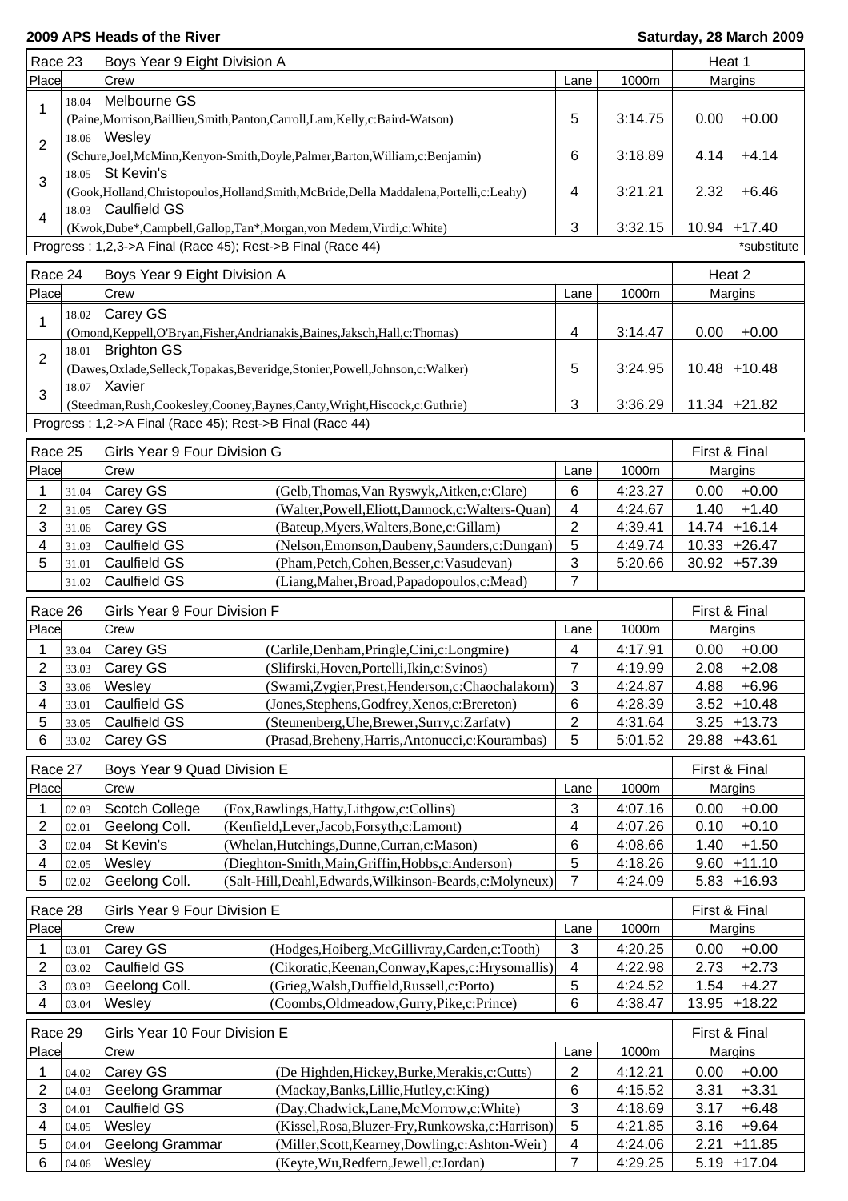**2009 APS Heads of the River** — **Saturday, 28 March 2009**

| Race 23 | Boys Year 9 Eight Division A | | | Heat 1 | |
|---|---|---|---|---|---|
| Place | Crew | Lane | 1000m | Margins | |
| 1 | 18.04 Melbourne GS (Paine,Morrison,Baillieu,Smith,Panton,Carroll,Lam,Kelly,c:Baird-Watson) | 5 | 3:14.75 | 0.00 | +0.00 |
| 2 | 18.06 Wesley (Schure,Joel,McMinn,Kenyon-Smith,Doyle,Palmer,Barton,William,c:Benjamin) | 6 | 3:18.89 | 4.14 | +4.14 |
| 3 | 18.05 St Kevin's (Gook,Holland,Christopoulos,Holland,Smith,McBride,Della Maddalena,Portelli,c:Leahy) | 4 | 3:21.21 | 2.32 | +6.46 |
| 4 | 18.03 Caulfield GS (Kwok,Dube*,Campbell,Gallop,Tan*,Morgan,von Medem,Virdi,c:White) | 3 | 3:32.15 | 10.94 | +17.40 |

Progress : 1,2,3->A Final (Race 45); Rest->B Final (Race 44) — *substitute

| Race 24 | Boys Year 9 Eight Division A | | | Heat 2 | |
|---|---|---|---|---|---|
| Place | Crew | Lane | 1000m | Margins | |
| 1 | 18.02 Carey GS (Omond,Keppell,O'Bryan,Fisher,Andrianakis,Baines,Jaksch,Hall,c:Thomas) | 4 | 3:14.47 | 0.00 | +0.00 |
| 2 | 18.01 Brighton GS (Dawes,Oxlade,Selleck,Topakas,Beveridge,Stonier,Powell,Johnson,c:Walker) | 5 | 3:24.95 | 10.48 | +10.48 |
| 3 | 18.07 Xavier (Steedman,Rush,Cookesley,Cooney,Baynes,Canty,Wright,Hiscock,c:Guthrie) | 3 | 3:36.29 | 11.34 | +21.82 |

Progress : 1,2->A Final (Race 45); Rest->B Final (Race 44)

| Race 25 | Girls Year 9 Four Division G | | | | First & Final | |
|---|---|---|---|---|---|---|
| Place | | Crew | Lane | 1000m | Margins | |
| 1 | 31.04 Carey GS | (Gelb,Thomas,Van Ryswyk,Aitken,c:Clare) | 6 | 4:23.27 | 0.00 | +0.00 |
| 2 | 31.05 Carey GS | (Walter,Powell,Eliott,Dannock,c:Walters-Quan) | 4 | 4:24.67 | 1.40 | +1.40 |
| 3 | 31.06 Carey GS | (Bateup,Myers,Walters,Bone,c:Gillam) | 2 | 4:39.41 | 14.74 | +16.14 |
| 4 | 31.03 Caulfield GS | (Nelson,Emonson,Daubeny,Saunders,c:Dungan) | 5 | 4:49.74 | 10.33 | +26.47 |
| 5 | 31.01 Caulfield GS | (Pham,Petch,Cohen,Besser,c:Vasudevan) | 3 | 5:20.66 | 30.92 | +57.39 |
| | 31.02 Caulfield GS | (Liang,Maher,Broad,Papadopoulos,c:Mead) | 7 | | | |

| Race 26 | Girls Year 9 Four Division F | | | | First & Final | |
|---|---|---|---|---|---|---|
| Place | | Crew | Lane | 1000m | Margins | |
| 1 | 33.04 Carey GS | (Carlile,Denham,Pringle,Cini,c:Longmire) | 4 | 4:17.91 | 0.00 | +0.00 |
| 2 | 33.03 Carey GS | (Slifirski,Hoven,Portelli,Ikin,c:Svinos) | 7 | 4:19.99 | 2.08 | +2.08 |
| 3 | 33.06 Wesley | (Swami,Zygier,Prest,Henderson,c:Chaochalakorn) | 3 | 4:24.87 | 4.88 | +6.96 |
| 4 | 33.01 Caulfield GS | (Jones,Stephens,Godfrey,Xenos,c:Brereton) | 6 | 4:28.39 | 3.52 | +10.48 |
| 5 | 33.05 Caulfield GS | (Steunenberg,Uhe,Brewer,Surry,c:Zarfaty) | 2 | 4:31.64 | 3.25 | +13.73 |
| 6 | 33.02 Carey GS | (Prasad,Breheny,Harris,Antonucci,c:Kourambas) | 5 | 5:01.52 | 29.88 | +43.61 |

| Race 27 | Boys Year 9 Quad Division E | | | | First & Final | |
|---|---|---|---|---|---|---|
| Place | | Crew | Lane | 1000m | Margins | |
| 1 | 02.03 Scotch College | (Fox,Rawlings,Hatty,Lithgow,c:Collins) | 3 | 4:07.16 | 0.00 | +0.00 |
| 2 | 02.01 Geelong Coll. | (Kenfield,Lever,Jacob,Forsyth,c:Lamont) | 4 | 4:07.26 | 0.10 | +0.10 |
| 3 | 02.04 St Kevin's | (Whelan,Hutchings,Dunne,Curran,c:Mason) | 6 | 4:08.66 | 1.40 | +1.50 |
| 4 | 02.05 Wesley | (Dieghton-Smith,Main,Griffin,Hobbs,c:Anderson) | 5 | 4:18.26 | 9.60 | +11.10 |
| 5 | 02.02 Geelong Coll. | (Salt-Hill,Deahl,Edwards,Wilkinson-Beards,c:Molyneux) | 7 | 4:24.09 | 5.83 | +16.93 |

| Race 28 | Girls Year 9 Four Division E | | | | First & Final | |
|---|---|---|---|---|---|---|
| Place | | Crew | Lane | 1000m | Margins | |
| 1 | 03.01 Carey GS | (Hodges,Hoiberg,McGillivray,Carden,c:Tooth) | 3 | 4:20.25 | 0.00 | +0.00 |
| 2 | 03.02 Caulfield GS | (Cikoratic,Keenan,Conway,Kapes,c:Hrysomallis) | 4 | 4:22.98 | 2.73 | +2.73 |
| 3 | 03.03 Geelong Coll. | (Grieg,Walsh,Duffield,Russell,c:Porto) | 5 | 4:24.52 | 1.54 | +4.27 |
| 4 | 03.04 Wesley | (Coombs,Oldmeadow,Gurry,Pike,c:Prince) | 6 | 4:38.47 | 13.95 | +18.22 |

| Race 29 | Girls Year 10 Four Division E | | | | First & Final | |
|---|---|---|---|---|---|---|
| Place | | Crew | Lane | 1000m | Margins | |
| 1 | 04.02 Carey GS | (De Highden,Hickey,Burke,Merakis,c:Cutts) | 2 | 4:12.21 | 0.00 | +0.00 |
| 2 | 04.03 Geelong Grammar | (Mackay,Banks,Lillie,Hutley,c:King) | 6 | 4:15.52 | 3.31 | +3.31 |
| 3 | 04.01 Caulfield GS | (Day,Chadwick,Lane,McMorrow,c:White) | 3 | 4:18.69 | 3.17 | +6.48 |
| 4 | 04.05 Wesley | (Kissel,Rosa,Bluzer-Fry,Runkowska,c:Harrison) | 5 | 4:21.85 | 3.16 | +9.64 |
| 5 | 04.04 Geelong Grammar | (Miller,Scott,Kearney,Dowling,c:Ashton-Weir) | 4 | 4:24.06 | 2.21 | +11.85 |
| 6 | 04.06 Wesley | (Keyte,Wu,Redfern,Jewell,c:Jordan) | 7 | 4:29.25 | 5.19 | +17.04 |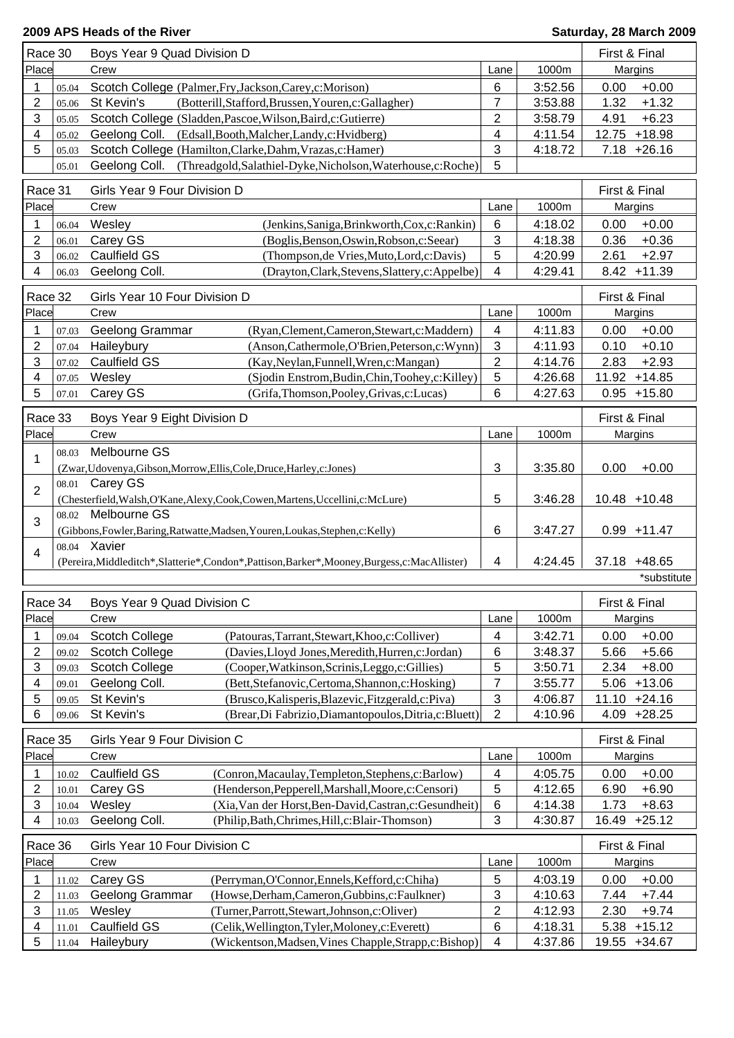# 2009 APS Heads of the River

**Saturday, 28 March 2009**

## Race 30 — Boys Year 9 Quad Division D — First & Final

| Place | | Crew | | Lane | 1000m | Margins | |
|---|---|---|---|---|---|---|---|
| 1 | 05.04 | Scotch College | (Palmer,Fry,Jackson,Carey,c:Morison) | 6 | 3:52.56 | 0.00 | +0.00 |
| 2 | 05.06 | St Kevin's | (Botterill,Stafford,Brussen,Youren,c:Gallagher) | 7 | 3:53.88 | 1.32 | +1.32 |
| 3 | 05.05 | Scotch College | (Sladden,Pascoe,Wilson,Baird,c:Gutierre) | 2 | 3:58.79 | 4.91 | +6.23 |
| 4 | 05.02 | Geelong Coll. | (Edsall,Booth,Malcher,Landy,c:Hvidberg) | 4 | 4:11.54 | 12.75 | +18.98 |
| 5 | 05.03 | Scotch College | (Hamilton,Clarke,Dahm,Vrazas,c:Hamer) | 3 | 4:18.72 | 7.18 | +26.16 |
| | 05.01 | Geelong Coll. | (Threadgold,Salathiel-Dyke,Nicholson,Waterhouse,c:Roche) | 5 | | | |

## Race 31 — Girls Year 9 Four Division D — First & Final

| Place | | Crew | | Lane | 1000m | Margins | |
|---|---|---|---|---|---|---|---|
| 1 | 06.04 | Wesley | (Jenkins,Saniga,Brinkworth,Cox,c:Rankin) | 6 | 4:18.02 | 0.00 | +0.00 |
| 2 | 06.01 | Carey GS | (Boglis,Benson,Oswin,Robson,c:Seear) | 3 | 4:18.38 | 0.36 | +0.36 |
| 3 | 06.02 | Caulfield GS | (Thompson,de Vries,Muto,Lord,c:Davis) | 5 | 4:20.99 | 2.61 | +2.97 |
| 4 | 06.03 | Geelong Coll. | (Drayton,Clark,Stevens,Slattery,c:Appelbe) | 4 | 4:29.41 | 8.42 | +11.39 |

## Race 32 — Girls Year 10 Four Division D — First & Final

| Place | | Crew | | Lane | 1000m | Margins | |
|---|---|---|---|---|---|---|---|
| 1 | 07.03 | Geelong Grammar | (Ryan,Clement,Cameron,Stewart,c:Maddern) | 4 | 4:11.83 | 0.00 | +0.00 |
| 2 | 07.04 | Haileybury | (Anson,Cathermole,O'Brien,Peterson,c:Wynn) | 3 | 4:11.93 | 0.10 | +0.10 |
| 3 | 07.02 | Caulfield GS | (Kay,Neylan,Funnell,Wren,c:Mangan) | 2 | 4:14.76 | 2.83 | +2.93 |
| 4 | 07.05 | Wesley | (Sjodin Enstrom,Budin,Chin,Toohey,c:Killey) | 5 | 4:26.68 | 11.92 | +14.85 |
| 5 | 07.01 | Carey GS | (Grifa,Thomson,Pooley,Grivas,c:Lucas) | 6 | 4:27.63 | 0.95 | +15.80 |

## Race 33 — Boys Year 9 Eight Division D — First & Final

| Place | | Crew | Lane | 1000m | Margins | |
|---|---|---|---|---|---|---|
| 1 | 08.03 | Melbourne GS (Zwar,Udovenya,Gibson,Morrow,Ellis,Cole,Druce,Harley,c:Jones) | 3 | 3:35.80 | 0.00 | +0.00 |
| 2 | 08.01 | Carey GS (Chesterfield,Walsh,O'Kane,Alexy,Cook,Cowen,Martens,Uccellini,c:McLure) | 5 | 3:46.28 | 10.48 | +10.48 |
| 3 | 08.02 | Melbourne GS (Gibbons,Fowler,Baring,Ratwatte,Madsen,Youren,Loukas,Stephen,c:Kelly) | 6 | 3:47.27 | 0.99 | +11.47 |
| 4 | 08.04 | Xavier (Pereira,Middleditch*,Slatterie*,Condon*,Pattison,Barker*,Mooney,Burgess,c:MacAllister) | 4 | 4:24.45 | 37.18 | +48.65 |

*substitute

## Race 34 — Boys Year 9 Quad Division C — First & Final

| Place | | Crew | | Lane | 1000m | Margins | |
|---|---|---|---|---|---|---|---|
| 1 | 09.04 | Scotch College | (Patouras,Tarrant,Stewart,Khoo,c:Colliver) | 4 | 3:42.71 | 0.00 | +0.00 |
| 2 | 09.02 | Scotch College | (Davies,Lloyd Jones,Meredith,Hurren,c:Jordan) | 6 | 3:48.37 | 5.66 | +5.66 |
| 3 | 09.03 | Scotch College | (Cooper,Watkinson,Scrinis,Leggo,c:Gillies) | 5 | 3:50.71 | 2.34 | +8.00 |
| 4 | 09.01 | Geelong Coll. | (Bett,Stefanovic,Certoma,Shannon,c:Hosking) | 7 | 3:55.77 | 5.06 | +13.06 |
| 5 | 09.05 | St Kevin's | (Brusco,Kalisperis,Blazevic,Fitzgerald,c:Piva) | 3 | 4:06.87 | 11.10 | +24.16 |
| 6 | 09.06 | St Kevin's | (Brear,Di Fabrizio,Diamantopoulos,Ditria,c:Bluett) | 2 | 4:10.96 | 4.09 | +28.25 |

## Race 35 — Girls Year 9 Four Division C — First & Final

| Place | | Crew | | Lane | 1000m | Margins | |
|---|---|---|---|---|---|---|---|
| 1 | 10.02 | Caulfield GS | (Conron,Macaulay,Templeton,Stephens,c:Barlow) | 4 | 4:05.75 | 0.00 | +0.00 |
| 2 | 10.01 | Carey GS | (Henderson,Pepperell,Marshall,Moore,c:Censori) | 5 | 4:12.65 | 6.90 | +6.90 |
| 3 | 10.04 | Wesley | (Xia,Van der Horst,Ben-David,Castran,c:Gesundheit) | 6 | 4:14.38 | 1.73 | +8.63 |
| 4 | 10.03 | Geelong Coll. | (Philip,Bath,Chrimes,Hill,c:Blair-Thomson) | 3 | 4:30.87 | 16.49 | +25.12 |

## Race 36 — Girls Year 10 Four Division C — First & Final

| Place | | Crew | | Lane | 1000m | Margins | |
|---|---|---|---|---|---|---|---|
| 1 | 11.02 | Carey GS | (Perryman,O'Connor,Ennels,Kefford,c:Chiha) | 5 | 4:03.19 | 0.00 | +0.00 |
| 2 | 11.03 | Geelong Grammar | (Howse,Derham,Cameron,Gubbins,c:Faulkner) | 3 | 4:10.63 | 7.44 | +7.44 |
| 3 | 11.05 | Wesley | (Turner,Parrott,Stewart,Johnson,c:Oliver) | 2 | 4:12.93 | 2.30 | +9.74 |
| 4 | 11.01 | Caulfield GS | (Celik,Wellington,Tyler,Moloney,c:Everett) | 6 | 4:18.31 | 5.38 | +15.12 |
| 5 | 11.04 | Haileybury | (Wickentson,Madsen,Vines Chapple,Strapp,c:Bishop) | 4 | 4:37.86 | 19.55 | +34.67 |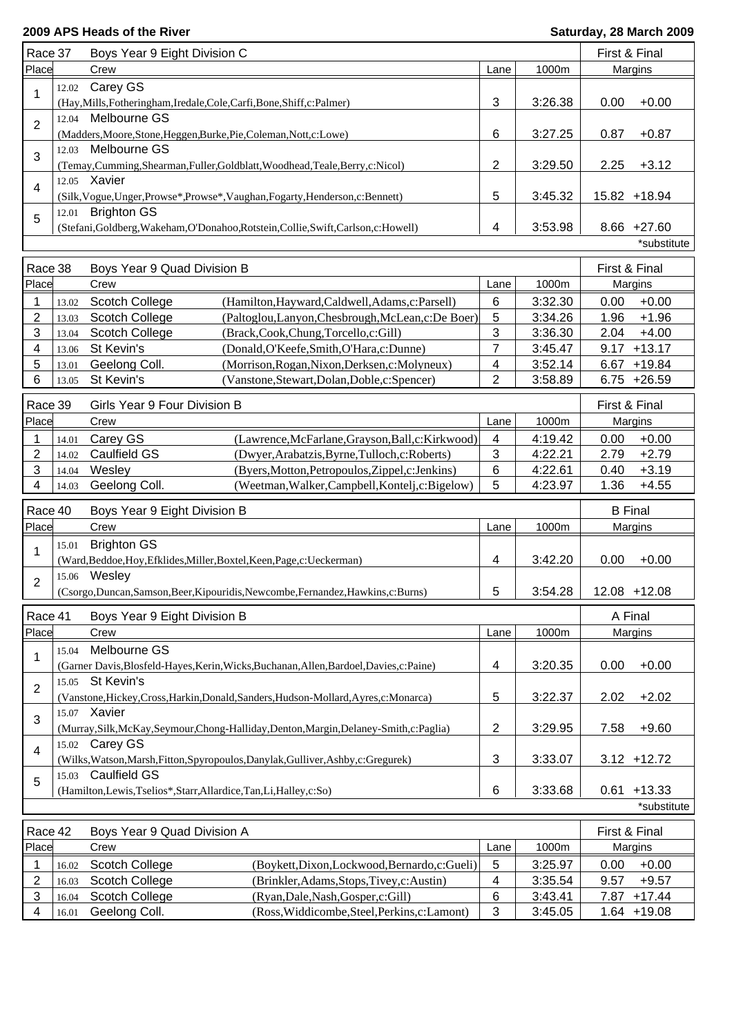**2009 APS Heads of the River** — **Saturday, 28 March 2009**

| Race 37 | Boys Year 9 Eight Division C | | | First & Final | |
|---|---|---|---|---|---|
| Place | Crew | Lane | 1000m | Margins | |
| 1 | 12.02 Carey GS (Hay,Mills,Fotheringham,Iredale,Cole,Carfi,Bone,Shiff,c:Palmer) | 3 | 3:26.38 | 0.00 | +0.00 |
| 2 | 12.04 Melbourne GS (Madders,Moore,Stone,Heggen,Burke,Pie,Coleman,Nott,c:Lowe) | 6 | 3:27.25 | 0.87 | +0.87 |
| 3 | 12.03 Melbourne GS (Temay,Cumming,Shearman,Fuller,Goldblatt,Woodhead,Teale,Berry,c:Nicol) | 2 | 3:29.50 | 2.25 | +3.12 |
| 4 | 12.05 Xavier (Silk,Vogue,Unger,Prowse*,Prowse*,Vaughan,Fogarty,Henderson,c:Bennett) | 5 | 3:45.32 | 15.82 | +18.94 |
| 5 | 12.01 Brighton GS (Stefani,Goldberg,Wakeham,O'Donahoo,Rotstein,Collie,Swift,Carlson,c:Howell) | 4 | 3:53.98 | 8.66 | +27.60 |

*substitute

| Race 38 | Boys Year 9 Quad Division B | | | | First & Final | |
|---|---|---|---|---|---|---|
| Place | Crew | | Lane | 1000m | Margins | |
| 1 | 13.02 Scotch College | (Hamilton,Hayward,Caldwell,Adams,c:Parsell) | 6 | 3:32.30 | 0.00 | +0.00 |
| 2 | 13.03 Scotch College | (Paltoglou,Lanyon,Chesbrough,McLean,c:De Boer) | 5 | 3:34.26 | 1.96 | +1.96 |
| 3 | 13.04 Scotch College | (Brack,Cook,Chung,Torcello,c:Gill) | 3 | 3:36.30 | 2.04 | +4.00 |
| 4 | 13.06 St Kevin's | (Donald,O'Keefe,Smith,O'Hara,c:Dunne) | 7 | 3:45.47 | 9.17 | +13.17 |
| 5 | 13.01 Geelong Coll. | (Morrison,Rogan,Nixon,Derksen,c:Molyneux) | 4 | 3:52.14 | 6.67 | +19.84 |
| 6 | 13.05 St Kevin's | (Vanstone,Stewart,Dolan,Doble,c:Spencer) | 2 | 3:58.89 | 6.75 | +26.59 |

| Race 39 | Girls Year 9 Four Division B | | | | First & Final | |
|---|---|---|---|---|---|---|
| Place | Crew | | Lane | 1000m | Margins | |
| 1 | 14.01 Carey GS | (Lawrence,McFarlane,Grayson,Ball,c:Kirkwood) | 4 | 4:19.42 | 0.00 | +0.00 |
| 2 | 14.02 Caulfield GS | (Dwyer,Arabatzis,Byrne,Tulloch,c:Roberts) | 3 | 4:22.21 | 2.79 | +2.79 |
| 3 | 14.04 Wesley | (Byers,Motton,Petropoulos,Zippel,c:Jenkins) | 6 | 4:22.61 | 0.40 | +3.19 |
| 4 | 14.03 Geelong Coll. | (Weetman,Walker,Campbell,Kontelj,c:Bigelow) | 5 | 4:23.97 | 1.36 | +4.55 |

| Race 40 | Boys Year 9 Eight Division B | | | B Final | |
|---|---|---|---|---|---|
| Place | Crew | Lane | 1000m | Margins | |
| 1 | 15.01 Brighton GS (Ward,Beddoe,Hoy,Efklides,Miller,Boxtel,Keen,Page,c:Ueckerman) | 4 | 3:42.20 | 0.00 | +0.00 |
| 2 | 15.06 Wesley (Csorgo,Duncan,Samson,Beer,Kipouridis,Newcombe,Fernandez,Hawkins,c:Burns) | 5 | 3:54.28 | 12.08 | +12.08 |

| Race 41 | Boys Year 9 Eight Division B | | | A Final | |
|---|---|---|---|---|---|
| Place | Crew | Lane | 1000m | Margins | |
| 1 | 15.04 Melbourne GS (Garner Davis,Blosfeld-Hayes,Kerin,Wicks,Buchanan,Allen,Bardoel,Davies,c:Paine) | 4 | 3:20.35 | 0.00 | +0.00 |
| 2 | 15.05 St Kevin's (Vanstone,Hickey,Cross,Harkin,Donald,Sanders,Hudson-Mollard,Ayres,c:Monarca) | 5 | 3:22.37 | 2.02 | +2.02 |
| 3 | 15.07 Xavier (Murray,Silk,McKay,Seymour,Chong-Halliday,Denton,Margin,Delaney-Smith,c:Paglia) | 2 | 3:29.95 | 7.58 | +9.60 |
| 4 | 15.02 Carey GS (Wilks,Watson,Marsh,Fitton,Spyropoulos,Danylak,Gulliver,Ashby,c:Gregurek) | 3 | 3:33.07 | 3.12 | +12.72 |
| 5 | 15.03 Caulfield GS (Hamilton,Lewis,Tselios*,Starr,Allardice,Tan,Li,Halley,c:So) | 6 | 3:33.68 | 0.61 | +13.33 |

*substitute

| Race 42 | Boys Year 9 Quad Division A | | | | First & Final | |
|---|---|---|---|---|---|---|
| Place | Crew | | Lane | 1000m | Margins | |
| 1 | 16.02 Scotch College | (Boykett,Dixon,Lockwood,Bernardo,c:Gueli) | 5 | 3:25.97 | 0.00 | +0.00 |
| 2 | 16.03 Scotch College | (Brinkler,Adams,Stops,Tivey,c:Austin) | 4 | 3:35.54 | 9.57 | +9.57 |
| 3 | 16.04 Scotch College | (Ryan,Dale,Nash,Gosper,c:Gill) | 6 | 3:43.41 | 7.87 | +17.44 |
| 4 | 16.01 Geelong Coll. | (Ross,Widdicombe,Steel,Perkins,c:Lamont) | 3 | 3:45.05 | 1.64 | +19.08 |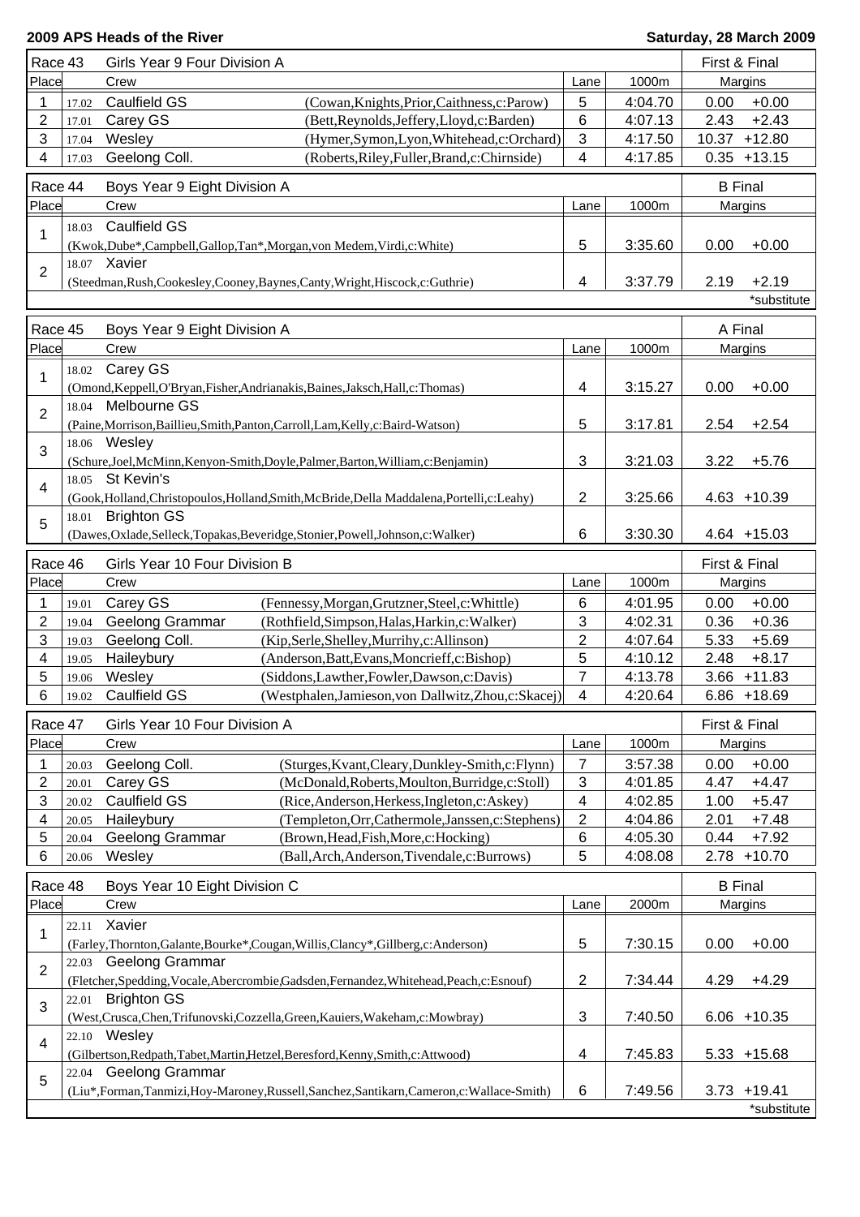**2009 APS Heads of the River** — **Saturday, 28 March 2009**

| Race 43 | Girls Year 9 Four Division A | | | | First & Final |
|---|---|---|---|---|---|
| Place | Crew | | Lane | 1000m | Margins |
| 1 | 17.02 Caulfield GS | (Cowan,Knights,Prior,Caithness,c:Parow) | 5 | 4:04.70 | 0.00 +0.00 |
| 2 | 17.01 Carey GS | (Bett,Reynolds,Jeffery,Lloyd,c:Barden) | 6 | 4:07.13 | 2.43 +2.43 |
| 3 | 17.04 Wesley | (Hymer,Symon,Lyon,Whitehead,c:Orchard) | 3 | 4:17.50 | 10.37 +12.80 |
| 4 | 17.03 Geelong Coll. | (Roberts,Riley,Fuller,Brand,c:Chirnside) | 4 | 4:17.85 | 0.35 +13.15 |

| Race 44 | Boys Year 9 Eight Division A | | | B Final |
|---|---|---|---|---|
| Place | Crew | Lane | 1000m | Margins |
| 1 | 18.03 Caulfield GS (Kwok,Dube*,Campbell,Gallop,Tan*,Morgan,von Medem,Virdi,c:White) | 5 | 3:35.60 | 0.00 +0.00 |
| 2 | 18.07 Xavier (Steedman,Rush,Cookesley,Cooney,Baynes,Canty,Wright,Hiscock,c:Guthrie) | 4 | 3:37.79 | 2.19 +2.19 |

*substitute

| Race 45 | Boys Year 9 Eight Division A | | | A Final |
|---|---|---|---|---|
| Place | Crew | Lane | 1000m | Margins |
| 1 | 18.02 Carey GS (Omond,Keppell,O'Bryan,Fisher,Andrianakis,Baines,Jaksch,Hall,c:Thomas) | 4 | 3:15.27 | 0.00 +0.00 |
| 2 | 18.04 Melbourne GS (Paine,Morrison,Baillieu,Smith,Panton,Carroll,Lam,Kelly,c:Baird-Watson) | 5 | 3:17.81 | 2.54 +2.54 |
| 3 | 18.06 Wesley (Schure,Joel,McMinn,Kenyon-Smith,Doyle,Palmer,Barton,William,c:Benjamin) | 3 | 3:21.03 | 3.22 +5.76 |
| 4 | 18.05 St Kevin's (Gook,Holland,Christopoulos,Holland,Smith,McBride,Della Maddalena,Portelli,c:Leahy) | 2 | 3:25.66 | 4.63 +10.39 |
| 5 | 18.01 Brighton GS (Dawes,Oxlade,Selleck,Topakas,Beveridge,Stonier,Powell,Johnson,c:Walker) | 6 | 3:30.30 | 4.64 +15.03 |

| Race 46 | Girls Year 10 Four Division B | | | | First & Final |
|---|---|---|---|---|---|
| Place | Crew | | Lane | 1000m | Margins |
| 1 | 19.01 Carey GS | (Fennessy,Morgan,Grutzner,Steel,c:Whittle) | 6 | 4:01.95 | 0.00 +0.00 |
| 2 | 19.04 Geelong Grammar | (Rothfield,Simpson,Halas,Harkin,c:Walker) | 3 | 4:02.31 | 0.36 +0.36 |
| 3 | 19.03 Geelong Coll. | (Kip,Serle,Shelley,Murrihy,c:Allinson) | 2 | 4:07.64 | 5.33 +5.69 |
| 4 | 19.05 Haileybury | (Anderson,Batt,Evans,Moncrieff,c:Bishop) | 5 | 4:10.12 | 2.48 +8.17 |
| 5 | 19.06 Wesley | (Siddons,Lawther,Fowler,Dawson,c:Davis) | 7 | 4:13.78 | 3.66 +11.83 |
| 6 | 19.02 Caulfield GS | (Westphalen,Jamieson,von Dallwitz,Zhou,c:Skacej) | 4 | 4:20.64 | 6.86 +18.69 |

| Race 47 | Girls Year 10 Four Division A | | | | First & Final |
|---|---|---|---|---|---|
| Place | Crew | | Lane | 1000m | Margins |
| 1 | 20.03 Geelong Coll. | (Sturges,Kvant,Cleary,Dunkley-Smith,c:Flynn) | 7 | 3:57.38 | 0.00 +0.00 |
| 2 | 20.01 Carey GS | (McDonald,Roberts,Moulton,Burridge,c:Stoll) | 3 | 4:01.85 | 4.47 +4.47 |
| 3 | 20.02 Caulfield GS | (Rice,Anderson,Herkess,Ingleton,c:Askey) | 4 | 4:02.85 | 1.00 +5.47 |
| 4 | 20.05 Haileybury | (Templeton,Orr,Cathermole,Janssen,c:Stephens) | 2 | 4:04.86 | 2.01 +7.48 |
| 5 | 20.04 Geelong Grammar | (Brown,Head,Fish,More,c:Hocking) | 6 | 4:05.30 | 0.44 +7.92 |
| 6 | 20.06 Wesley | (Ball,Arch,Anderson,Tivendale,c:Burrows) | 5 | 4:08.08 | 2.78 +10.70 |

| Race 48 | Boys Year 10 Eight Division C | | | B Final |
|---|---|---|---|---|
| Place | Crew | Lane | 2000m | Margins |
| 1 | 22.11 Xavier (Farley,Thornton,Galante,Bourke*,Cougan,Willis,Clancy*,Gillberg,c:Anderson) | 5 | 7:30.15 | 0.00 +0.00 |
| 2 | 22.03 Geelong Grammar (Fletcher,Spedding,Vocale,Abercrombie,Gadsden,Fernandez,Whitehead,Peach,c:Esnouf) | 2 | 7:34.44 | 4.29 +4.29 |
| 3 | 22.01 Brighton GS (West,Crusca,Chen,Trifunovski,Cozzella,Green,Kauiers,Wakeham,c:Mowbray) | 3 | 7:40.50 | 6.06 +10.35 |
| 4 | 22.10 Wesley (Gilbertson,Redpath,Tabet,Martin,Hetzel,Beresford,Kenny,Smith,c:Attwood) | 4 | 7:45.83 | 5.33 +15.68 |
| 5 | 22.04 Geelong Grammar (Liu*,Forman,Tanmizi,Hoy-Maroney,Russell,Sanchez,Santikarn,Cameron,c:Wallace-Smith) | 6 | 7:49.56 | 3.73 +19.41 |

*substitute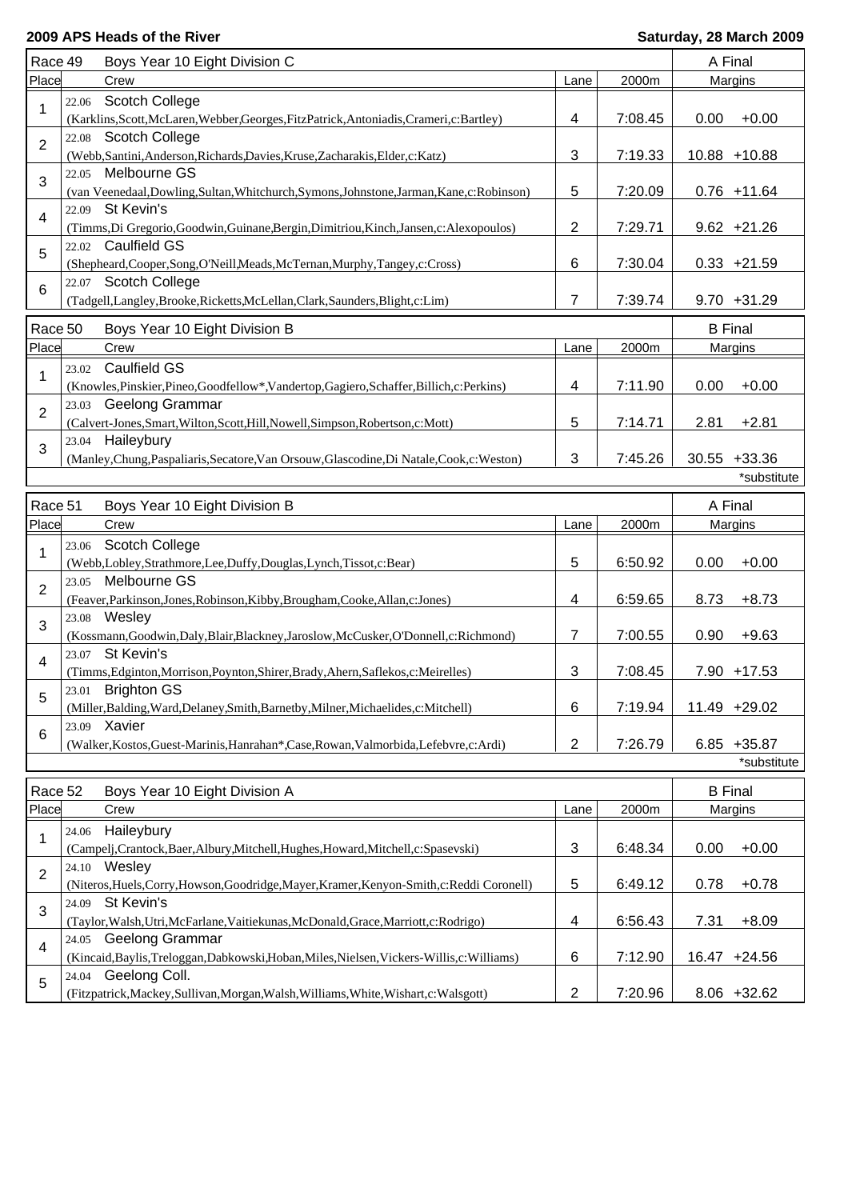**2009 APS Heads of the River** — **Saturday, 28 March 2009**

| Race 49 | Boys Year 10 Eight Division C | | | A Final |
|---|---|---|---|---|
| Place | Crew | Lane | 2000m | Margins |
| 1 | 22.06 Scotch College (Karklins,Scott,McLaren,Webber,Georges,FitzPatrick,Antoniadis,Crameri,c:Bartley) | 4 | 7:08.45 | 0.00 +0.00 |
| 2 | 22.08 Scotch College (Webb,Santini,Anderson,Richards,Davies,Kruse,Zacharakis,Elder,c:Katz) | 3 | 7:19.33 | 10.88 +10.88 |
| 3 | 22.05 Melbourne GS (van Veenedaal,Dowling,Sultan,Whitchurch,Symons,Johnstone,Jarman,Kane,c:Robinson) | 5 | 7:20.09 | 0.76 +11.64 |
| 4 | 22.09 St Kevin's (Timms,Di Gregorio,Goodwin,Guinane,Bergin,Dimitriou,Kinch,Jansen,c:Alexopoulos) | 2 | 7:29.71 | 9.62 +21.26 |
| 5 | 22.02 Caulfield GS (Shepheard,Cooper,Song,O'Neill,Meads,McTernan,Murphy,Tangey,c:Cross) | 6 | 7:30.04 | 0.33 +21.59 |
| 6 | 22.07 Scotch College (Tadgell,Langley,Brooke,Ricketts,McLellan,Clark,Saunders,Blight,c:Lim) | 7 | 7:39.74 | 9.70 +31.29 |

| Race 50 | Boys Year 10 Eight Division B | | | B Final |
|---|---|---|---|---|
| Place | Crew | Lane | 2000m | Margins |
| 1 | 23.02 Caulfield GS (Knowles,Pinskier,Pineo,Goodfellow*,Vandertop,Gagiero,Schaffer,Billich,c:Perkins) | 4 | 7:11.90 | 0.00 +0.00 |
| 2 | 23.03 Geelong Grammar (Calvert-Jones,Smart,Wilton,Scott,Hill,Nowell,Simpson,Robertson,c:Mott) | 5 | 7:14.71 | 2.81 +2.81 |
| 3 | 23.04 Haileybury (Manley,Chung,Paspaliaris,Secatore,Van Orsouw,Glascodine,Di Natale,Cook,c:Weston) | 3 | 7:45.26 | 30.55 +33.36 |

*substitute

| Race 51 | Boys Year 10 Eight Division B | | | A Final |
|---|---|---|---|---|
| Place | Crew | Lane | 2000m | Margins |
| 1 | 23.06 Scotch College (Webb,Lobley,Strathmore,Lee,Duffy,Douglas,Lynch,Tissot,c:Bear) | 5 | 6:50.92 | 0.00 +0.00 |
| 2 | 23.05 Melbourne GS (Feaver,Parkinson,Jones,Robinson,Kibby,Brougham,Cooke,Allan,c:Jones) | 4 | 6:59.65 | 8.73 +8.73 |
| 3 | 23.08 Wesley (Kossmann,Goodwin,Daly,Blair,Blackney,Jaroslow,McCusker,O'Donnell,c:Richmond) | 7 | 7:00.55 | 0.90 +9.63 |
| 4 | 23.07 St Kevin's (Timms,Edginton,Morrison,Poynton,Shirer,Brady,Ahern,Saflekos,c:Meirelles) | 3 | 7:08.45 | 7.90 +17.53 |
| 5 | 23.01 Brighton GS (Miller,Balding,Ward,Delaney,Smith,Barnetby,Milner,Michaelides,c:Mitchell) | 6 | 7:19.94 | 11.49 +29.02 |
| 6 | 23.09 Xavier (Walker,Kostos,Guest-Marinis,Hanrahan*,Case,Rowan,Valmorbida,Lefebvre,c:Ardi) | 2 | 7:26.79 | 6.85 +35.87 |

*substitute

| Race 52 | Boys Year 10 Eight Division A | | | B Final |
|---|---|---|---|---|
| Place | Crew | Lane | 2000m | Margins |
| 1 | 24.06 Haileybury (Campelj,Crantock,Baer,Albury,Mitchell,Hughes,Howard,Mitchell,c:Spasevski) | 3 | 6:48.34 | 0.00 +0.00 |
| 2 | 24.10 Wesley (Niteros,Huels,Corry,Howson,Goodridge,Mayer,Kramer,Kenyon-Smith,c:Reddi Coronell) | 5 | 6:49.12 | 0.78 +0.78 |
| 3 | 24.09 St Kevin's (Taylor,Walsh,Utri,McFarlane,Vaitiekunas,McDonald,Grace,Marriott,c:Rodrigo) | 4 | 6:56.43 | 7.31 +8.09 |
| 4 | 24.05 Geelong Grammar (Kincaid,Baylis,Treloggan,Dabkowski,Hoban,Miles,Nielsen,Vickers-Willis,c:Williams) | 6 | 7:12.90 | 16.47 +24.56 |
| 5 | 24.04 Geelong Coll. (Fitzpatrick,Mackey,Sullivan,Morgan,Walsh,Williams,White,Wishart,c:Walsgott) | 2 | 7:20.96 | 8.06 +32.62 |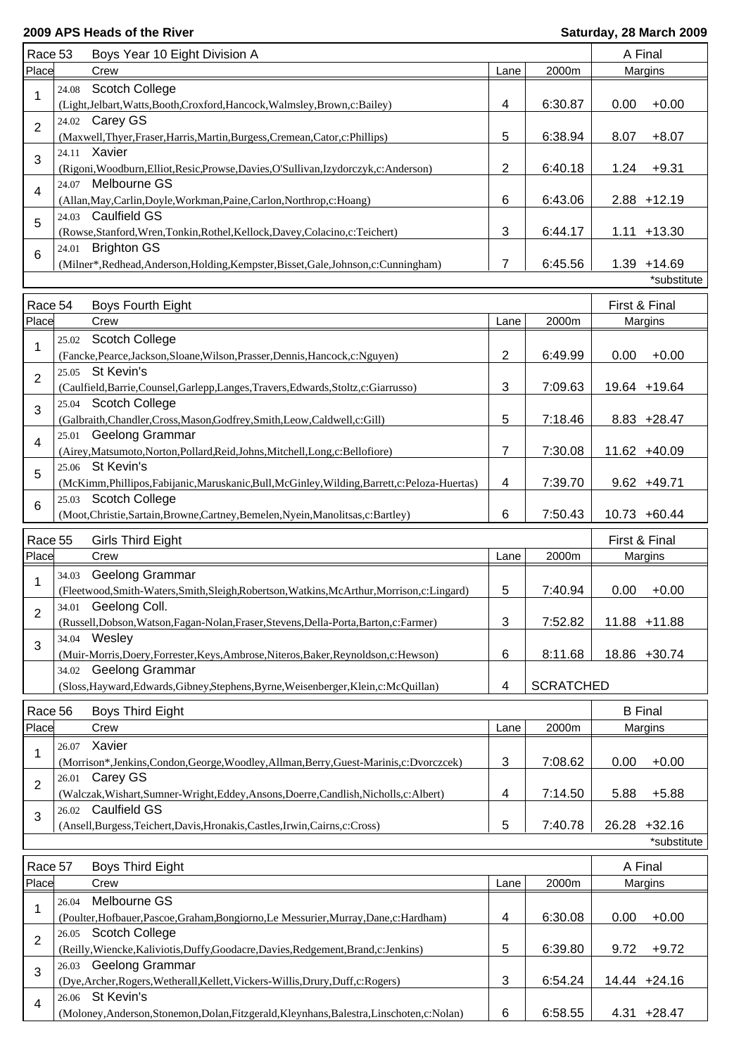**2009 APS Heads of the River** — **Saturday, 28 March 2009**

| Race 53 | Boys Year 10 Eight Division A | | | A Final | |
|---|---|---|---|---|---|
| Place | Crew | Lane | 2000m | Margins | |
| 1 | 24.08 Scotch College (Light,Jelbart,Watts,Booth,Croxford,Hancock,Walmsley,Brown,c:Bailey) | 4 | 6:30.87 | 0.00 | +0.00 |
| 2 | 24.02 Carey GS (Maxwell,Thyer,Fraser,Harris,Martin,Burgess,Cremean,Cator,c:Phillips) | 5 | 6:38.94 | 8.07 | +8.07 |
| 3 | 24.11 Xavier (Rigoni,Woodburn,Elliot,Resic,Prowse,Davies,O'Sullivan,Izydorczyk,c:Anderson) | 2 | 6:40.18 | 1.24 | +9.31 |
| 4 | 24.07 Melbourne GS (Allan,May,Carlin,Doyle,Workman,Paine,Carlon,Northrop,c:Hoang) | 6 | 6:43.06 | 2.88 | +12.19 |
| 5 | 24.03 Caulfield GS (Rowse,Stanford,Wren,Tonkin,Rothel,Kellock,Davey,Colacino,c:Teichert) | 3 | 6:44.17 | 1.11 | +13.30 |
| 6 | 24.01 Brighton GS (Milner*,Redhead,Anderson,Holding,Kempster,Bisset,Gale,Johnson,c:Cunningham) | 7 | 6:45.56 | 1.39 | +14.69 |

*substitute

| Race 54 | Boys Fourth Eight | | | First & Final | |
|---|---|---|---|---|---|
| Place | Crew | Lane | 2000m | Margins | |
| 1 | 25.02 Scotch College (Fancke,Pearce,Jackson,Sloane,Wilson,Prasser,Dennis,Hancock,c:Nguyen) | 2 | 6:49.99 | 0.00 | +0.00 |
| 2 | 25.05 St Kevin's (Caulfield,Barrie,Counsel,Garlepp,Langes,Travers,Edwards,Stoltz,c:Giarrusso) | 3 | 7:09.63 | 19.64 | +19.64 |
| 3 | 25.04 Scotch College (Galbraith,Chandler,Cross,Mason,Godfrey,Smith,Leow,Caldwell,c:Gill) | 5 | 7:18.46 | 8.83 | +28.47 |
| 4 | 25.01 Geelong Grammar (Airey,Matsumoto,Norton,Pollard,Reid,Johns,Mitchell,Long,c:Bellofiore) | 7 | 7:30.08 | 11.62 | +40.09 |
| 5 | 25.06 St Kevin's (McKimm,Phillipos,Fabijanic,Maruskanic,Bull,McGinley,Wilding,Barrett,c:Peloza-Huertas) | 4 | 7:39.70 | 9.62 | +49.71 |
| 6 | 25.03 Scotch College (Moot,Christie,Sartain,Browne,Cartney,Bemelen,Nyein,Manolitsas,c:Bartley) | 6 | 7:50.43 | 10.73 | +60.44 |

| Race 55 | Girls Third Eight | | | First & Final | |
|---|---|---|---|---|---|
| Place | Crew | Lane | 2000m | Margins | |
| 1 | 34.03 Geelong Grammar (Fleetwood,Smith-Waters,Smith,Sleigh,Robertson,Watkins,McArthur,Morrison,c:Lingard) | 5 | 7:40.94 | 0.00 | +0.00 |
| 2 | 34.01 Geelong Coll. (Russell,Dobson,Watson,Fagan-Nolan,Fraser,Stevens,Della-Porta,Barton,c:Farmer) | 3 | 7:52.82 | 11.88 | +11.88 |
| 3 | 34.04 Wesley (Muir-Morris,Doery,Forrester,Keys,Ambrose,Niteros,Baker,Reynoldson,c:Hewson) | 6 | 8:11.68 | 18.86 | +30.74 |
| | 34.02 Geelong Grammar (Sloss,Hayward,Edwards,Gibney,Stephens,Byrne,Weisenberger,Klein,c:McQuillan) | 4 | SCRATCHED | | |

| Race 56 | Boys Third Eight | | | B Final | |
|---|---|---|---|---|---|
| Place | Crew | Lane | 2000m | Margins | |
| 1 | 26.07 Xavier (Morrison*,Jenkins,Condon,George,Woodley,Allman,Berry,Guest-Marinis,c:Dvorczcek) | 3 | 7:08.62 | 0.00 | +0.00 |
| 2 | 26.01 Carey GS (Walczak,Wishart,Sumner-Wright,Eddey,Ansons,Doerre,Candlish,Nicholls,c:Albert) | 4 | 7:14.50 | 5.88 | +5.88 |
| 3 | 26.02 Caulfield GS (Ansell,Burgess,Teichert,Davis,Hronakis,Castles,Irwin,Cairns,c:Cross) | 5 | 7:40.78 | 26.28 | +32.16 |

*substitute

| Race 57 | Boys Third Eight | | | A Final | |
|---|---|---|---|---|---|
| Place | Crew | Lane | 2000m | Margins | |
| 1 | 26.04 Melbourne GS (Poulter,Hofbauer,Pascoe,Graham,Bongiorno,Le Messurier,Murray,Dane,c:Hardham) | 4 | 6:30.08 | 0.00 | +0.00 |
| 2 | 26.05 Scotch College (Reilly,Wiencke,Kaliviotis,Duffy,Goodacre,Davies,Redgement,Brand,c:Jenkins) | 5 | 6:39.80 | 9.72 | +9.72 |
| 3 | 26.03 Geelong Grammar (Dye,Archer,Rogers,Wetherall,Kellett,Vickers-Willis,Drury,Duff,c:Rogers) | 3 | 6:54.24 | 14.44 | +24.16 |
| 4 | 26.06 St Kevin's (Moloney,Anderson,Stonemon,Dolan,Fitzgerald,Kleynhans,Balestra,Linschoten,c:Nolan) | 6 | 6:58.55 | 4.31 | +28.47 |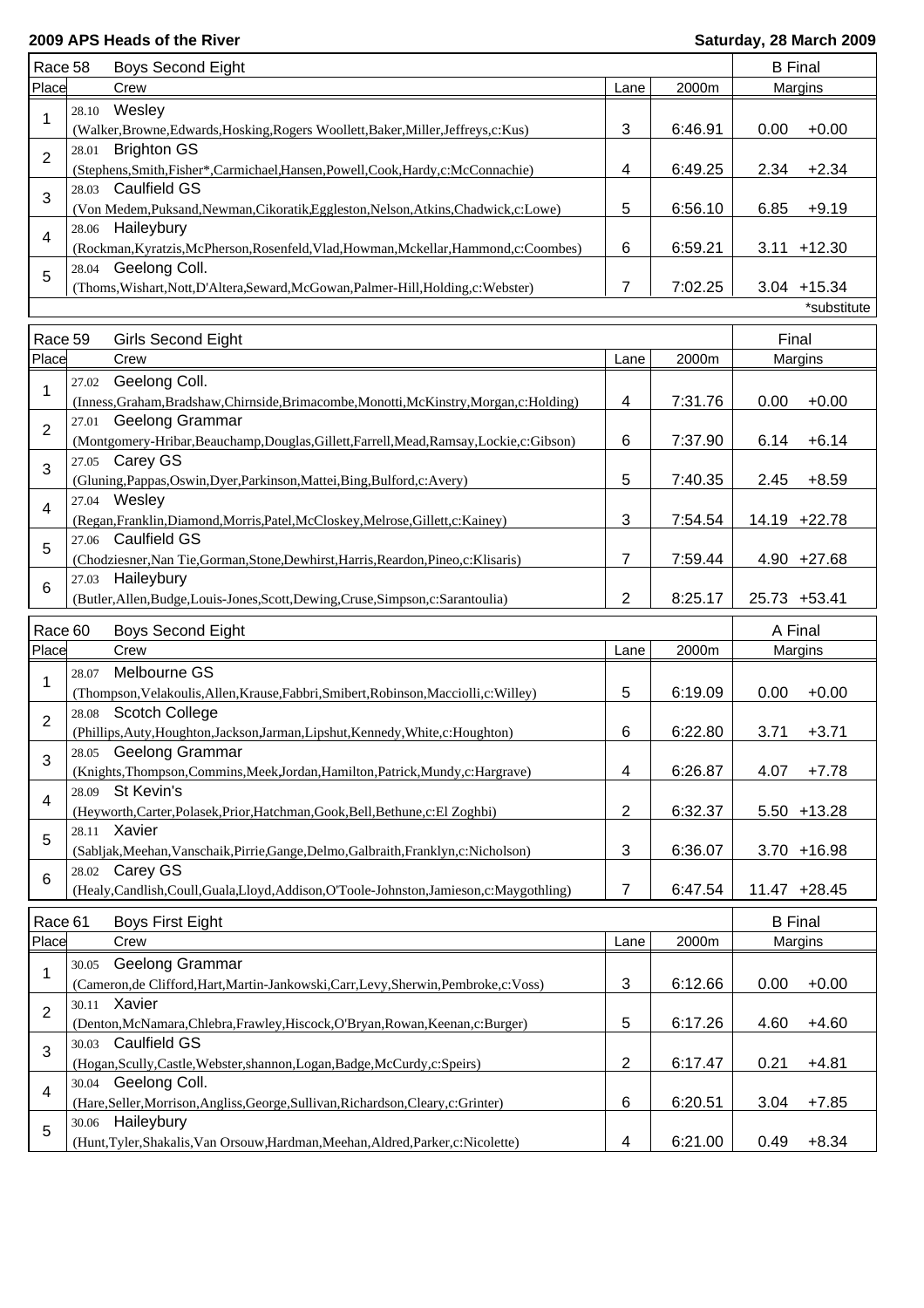**2009 APS Heads of the River** — **Saturday, 28 March 2009**

**Race 58 — Boys Second Eight — B Final**

| Place | Crew | Lane | 2000m | Margins | |
|---|---|---|---|---|---|
| 1 | 28.10 Wesley (Walker,Browne,Edwards,Hosking,Rogers Woollett,Baker,Miller,Jeffreys,c:Kus) | 3 | 6:46.91 | 0.00 | +0.00 |
| 2 | 28.01 Brighton GS (Stephens,Smith,Fisher*,Carmichael,Hansen,Powell,Cook,Hardy,c:McConnachie) | 4 | 6:49.25 | 2.34 | +2.34 |
| 3 | 28.03 Caulfield GS (Von Medem,Puksand,Newman,Cikoratik,Eggleston,Nelson,Atkins,Chadwick,c:Lowe) | 5 | 6:56.10 | 6.85 | +9.19 |
| 4 | 28.06 Haileybury (Rockman,Kyratzis,McPherson,Rosenfeld,Vlad,Howman,Mckellar,Hammond,c:Coombes) | 6 | 6:59.21 | 3.11 | +12.30 |
| 5 | 28.04 Geelong Coll. (Thoms,Wishart,Nott,D'Altera,Seward,McGowan,Palmer-Hill,Holding,c:Webster) | 7 | 7:02.25 | 3.04 | +15.34 |

*substitute

**Race 59 — Girls Second Eight — Final**

| Place | Crew | Lane | 2000m | Margins | |
|---|---|---|---|---|---|
| 1 | 27.02 Geelong Coll. (Inness,Graham,Bradshaw,Chirnside,Brimacombe,Monotti,McKinstry,Morgan,c:Holding) | 4 | 7:31.76 | 0.00 | +0.00 |
| 2 | 27.01 Geelong Grammar (Montgomery-Hribar,Beauchamp,Douglas,Gillett,Farrell,Mead,Ramsay,Lockie,c:Gibson) | 6 | 7:37.90 | 6.14 | +6.14 |
| 3 | 27.05 Carey GS (Gluning,Pappas,Oswin,Dyer,Parkinson,Mattei,Bing,Bulford,c:Avery) | 5 | 7:40.35 | 2.45 | +8.59 |
| 4 | 27.04 Wesley (Regan,Franklin,Diamond,Morris,Patel,McCloskey,Melrose,Gillett,c:Kainey) | 3 | 7:54.54 | 14.19 | +22.78 |
| 5 | 27.06 Caulfield GS (Chodziesner,Nan Tie,Gorman,Stone,Dewhirst,Harris,Reardon,Pineo,c:Klisaris) | 7 | 7:59.44 | 4.90 | +27.68 |
| 6 | 27.03 Haileybury (Butler,Allen,Budge,Louis-Jones,Scott,Dewing,Cruse,Simpson,c:Sarantoulia) | 2 | 8:25.17 | 25.73 | +53.41 |

**Race 60 — Boys Second Eight — A Final**

| Place | Crew | Lane | 2000m | Margins | |
|---|---|---|---|---|---|
| 1 | 28.07 Melbourne GS (Thompson,Velakoulis,Allen,Krause,Fabbri,Smibert,Robinson,Macciolli,c:Willey) | 5 | 6:19.09 | 0.00 | +0.00 |
| 2 | 28.08 Scotch College (Phillips,Auty,Houghton,Jackson,Jarman,Lipshut,Kennedy,White,c:Houghton) | 6 | 6:22.80 | 3.71 | +3.71 |
| 3 | 28.05 Geelong Grammar (Knights,Thompson,Commins,Meek,Jordan,Hamilton,Patrick,Mundy,c:Hargrave) | 4 | 6:26.87 | 4.07 | +7.78 |
| 4 | 28.09 St Kevin's (Heyworth,Carter,Polasek,Prior,Hatchman,Gook,Bell,Bethune,c:El Zoghbi) | 2 | 6:32.37 | 5.50 | +13.28 |
| 5 | 28.11 Xavier (Sabljak,Meehan,Vanschaik,Pirrie,Gange,Delmo,Galbraith,Franklyn,c:Nicholson) | 3 | 6:36.07 | 3.70 | +16.98 |
| 6 | 28.02 Carey GS (Healy,Candlish,Coull,Guala,Lloyd,Addison,O'Toole-Johnston,Jamieson,c:Maygothling) | 7 | 6:47.54 | 11.47 | +28.45 |

**Race 61 — Boys First Eight — B Final**

| Place | Crew | Lane | 2000m | Margins | |
|---|---|---|---|---|---|
| 1 | 30.05 Geelong Grammar (Cameron,de Clifford,Hart,Martin-Jankowski,Carr,Levy,Sherwin,Pembroke,c:Voss) | 3 | 6:12.66 | 0.00 | +0.00 |
| 2 | 30.11 Xavier (Denton,McNamara,Chlebra,Frawley,Hiscock,O'Bryan,Rowan,Keenan,c:Burger) | 5 | 6:17.26 | 4.60 | +4.60 |
| 3 | 30.03 Caulfield GS (Hogan,Scully,Castle,Webster,shannon,Logan,Badge,McCurdy,c:Speirs) | 2 | 6:17.47 | 0.21 | +4.81 |
| 4 | 30.04 Geelong Coll. (Hare,Seller,Morrison,Angliss,George,Sullivan,Richardson,Cleary,c:Grinter) | 6 | 6:20.51 | 3.04 | +7.85 |
| 5 | 30.06 Haileybury (Hunt,Tyler,Shakalis,Van Orsouw,Hardman,Meehan,Aldred,Parker,c:Nicolette) | 4 | 6:21.00 | 0.49 | +8.34 |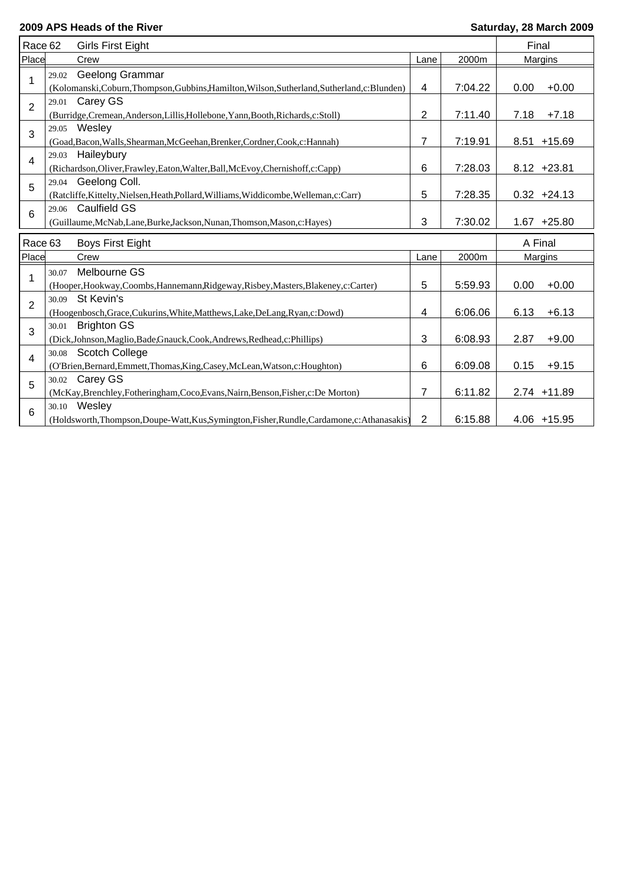**2009 APS Heads of the River** — **Saturday, 28 March 2009**

| Race 62 | Girls First Eight | | | Final | |
|---|---|---|---|---|---|
| Place | Crew | Lane | 2000m | Margins | |
| 1 | 29.02 Geelong Grammar (Kolomanski,Coburn,Thompson,Gubbins,Hamilton,Wilson,Sutherland,Sutherland,c:Blunden) | 4 | 7:04.22 | 0.00 | +0.00 |
| 2 | 29.01 Carey GS (Burridge,Cremean,Anderson,Lillis,Hollebone,Yann,Booth,Richards,c:Stoll) | 2 | 7:11.40 | 7.18 | +7.18 |
| 3 | 29.05 Wesley (Goad,Bacon,Walls,Shearman,McGeehan,Brenker,Cordner,Cook,c:Hannah) | 7 | 7:19.91 | 8.51 | +15.69 |
| 4 | 29.03 Haileybury (Richardson,Oliver,Frawley,Eaton,Walter,Ball,McEvoy,Chernishoff,c:Capp) | 6 | 7:28.03 | 8.12 | +23.81 |
| 5 | 29.04 Geelong Coll. (Ratcliffe,Kittelty,Nielsen,Heath,Pollard,Williams,Widdicombe,Welleman,c:Carr) | 5 | 7:28.35 | 0.32 | +24.13 |
| 6 | 29.06 Caulfield GS (Guillaume,McNab,Lane,Burke,Jackson,Nunan,Thomson,Mason,c:Hayes) | 3 | 7:30.02 | 1.67 | +25.80 |

| Race 63 | Boys First Eight | | | A Final | |
|---|---|---|---|---|---|
| Place | Crew | Lane | 2000m | Margins | |
| 1 | 30.07 Melbourne GS (Hooper,Hookway,Coombs,Hannemann,Ridgeway,Risbey,Masters,Blakeney,c:Carter) | 5 | 5:59.93 | 0.00 | +0.00 |
| 2 | 30.09 St Kevin's (Hoogenbosch,Grace,Cukurins,White,Matthews,Lake,DeLang,Ryan,c:Dowd) | 4 | 6:06.06 | 6.13 | +6.13 |
| 3 | 30.01 Brighton GS (Dick,Johnson,Maglio,Bade,Gnauck,Cook,Andrews,Redhead,c:Phillips) | 3 | 6:08.93 | 2.87 | +9.00 |
| 4 | 30.08 Scotch College (O'Brien,Bernard,Emmett,Thomas,King,Casey,McLean,Watson,c:Houghton) | 6 | 6:09.08 | 0.15 | +9.15 |
| 5 | 30.02 Carey GS (McKay,Brenchley,Fotheringham,Coco,Evans,Nairn,Benson,Fisher,c:De Morton) | 7 | 6:11.82 | 2.74 | +11.89 |
| 6 | 30.10 Wesley (Holdsworth,Thompson,Doupe-Watt,Kus,Symington,Fisher,Rundle,Cardamone,c:Athanasakis) | 2 | 6:15.88 | 4.06 | +15.95 |